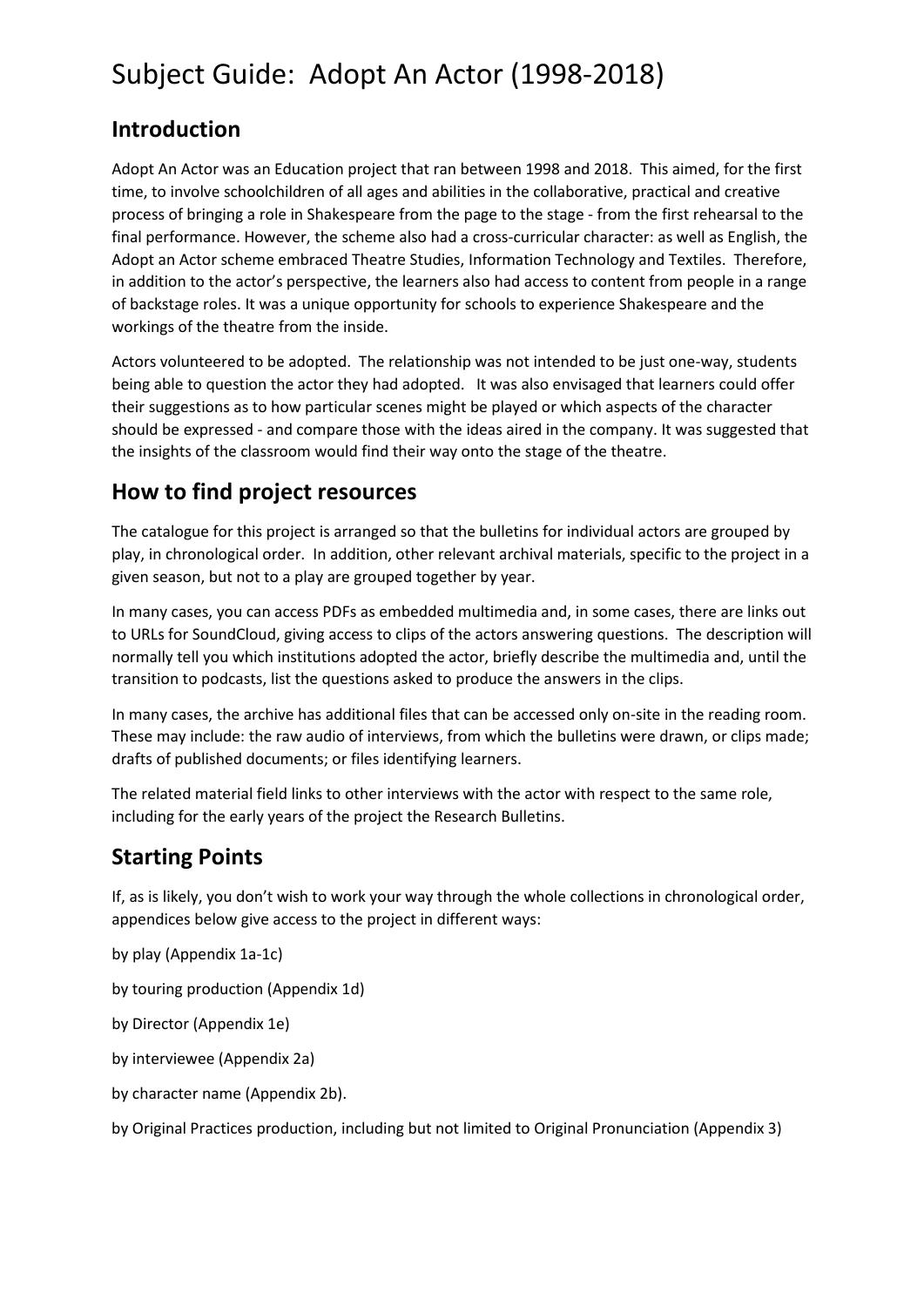# Subject Guide: Adopt An Actor (1998-2018)

## Introduction

Adopt An Actor was an Education project that ran between 1998 and 2018. This aimed, for the first time, to involve schoolchildren of all ages and abilities in the collaborative, practical and creative process of bringing a role in Shakespeare from the page to the stage - from the first rehearsal to the final performance. However, the scheme also had a cross-curricular character: as well as English, the Adopt an Actor scheme embraced Theatre Studies, Information Technology and Textiles. Therefore, in addition to the actor's perspective, the learners also had access to content from people in a range of backstage roles. It was a unique opportunity for schools to experience Shakespeare and the workings of the theatre from the inside.

Actors volunteered to be adopted. The relationship was not intended to be just one-way, students being able to question the actor they had adopted. It was also envisaged that learners could offer their suggestions as to how particular scenes might be played or which aspects of the character should be expressed - and compare those with the ideas aired in the company. It was suggested that the insights of the classroom would find their way onto the stage of the theatre.

## How to find project resources

The catalogue for this project is arranged so that the bulletins for individual actors are grouped by play, in chronological order. In addition, other relevant archival materials, specific to the project in a given season, but not to a play are grouped together by year.

In many cases, you can access PDFs as embedded multimedia and, in some cases, there are links out to URLs for SoundCloud, giving access to clips of the actors answering questions. The description will normally tell you which institutions adopted the actor, briefly describe the multimedia and, until the transition to podcasts, list the questions asked to produce the answers in the clips.

In many cases, the archive has additional files that can be accessed only on-site in the reading room. These may include: the raw audio of interviews, from which the bulletins were drawn, or clips made; drafts of published documents; or files identifying learners.

The related material field links to other interviews with the actor with respect to the same role, including for the early years of the project the Research Bulletins.

## Starting Points

If, as is likely, you don't wish to work your way through the whole collections in chronological order, appendices below give access to the project in different ways:

by play (Appendix 1a-1c)

by touring production (Appendix 1d)

by Director (Appendix 1e)

by interviewee (Appendix 2a)

by character name (Appendix 2b).

by Original Practices production, including but not limited to Original Pronunciation (Appendix 3)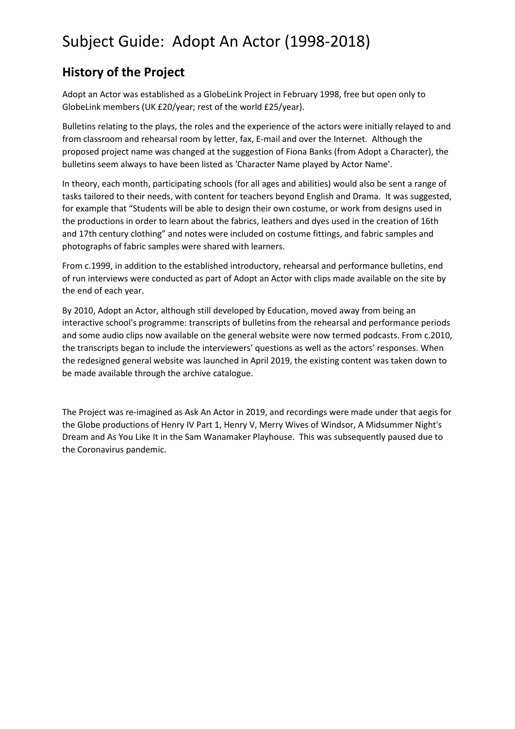# Subject Guide: Adopt An Actor (1998-2018)

## History of the Project

Adopt an Actor was established as a GlobeLink Project in February 1998, free but open only to GlobeLink members (UK £20/year; rest of the world £25/year).

Bulletins relating to the plays, the roles and the experience of the actors were initially relayed to and from classroom and rehearsal room by letter, fax, E-mail and over the Internet. Although the proposed project name was changed at the suggestion of Fiona Banks (from Adopt a Character), the bulletins seem always to have been listed as 'Character Name played by Actor Name'.

In theory, each month, participating schools (for all ages and abilities) would also be sent a range of tasks tailored to their needs, with content for teachers beyond English and Drama. It was suggested, for example that "Students will be able to design their own costume, or work from designs used in the productions in order to learn about the fabrics, leathers and dyes used in the creation of 16th and 17th century clothing" and notes were included on costume fittings, and fabric samples and photographs of fabric samples were shared with learners.

From c.1999, in addition to the established introductory, rehearsal and performance bulletins, end of run interviews were conducted as part of Adopt an Actor with clips made available on the site by the end of each year.

By 2010, Adopt an Actor, although still developed by Education, moved away from being an interactive school's programme: transcripts of bulletins from the rehearsal and performance periods and some audio clips now available on the general website were now termed podcasts. From c.2010, the transcripts began to include the interviewers' questions as well as the actors' responses. When the redesigned general website was launched in April 2019, the existing content was taken down to be made available through the archive catalogue.

The Project was re-imagined as Ask An Actor in 2019, and recordings were made under that aegis for the Globe productions of Henry IV Part 1, Henry V, Merry Wives of Windsor, A Midsummer Night's Dream and As You Like It in the Sam Wanamaker Playhouse. This was subsequently paused due to the Coronavirus pandemic.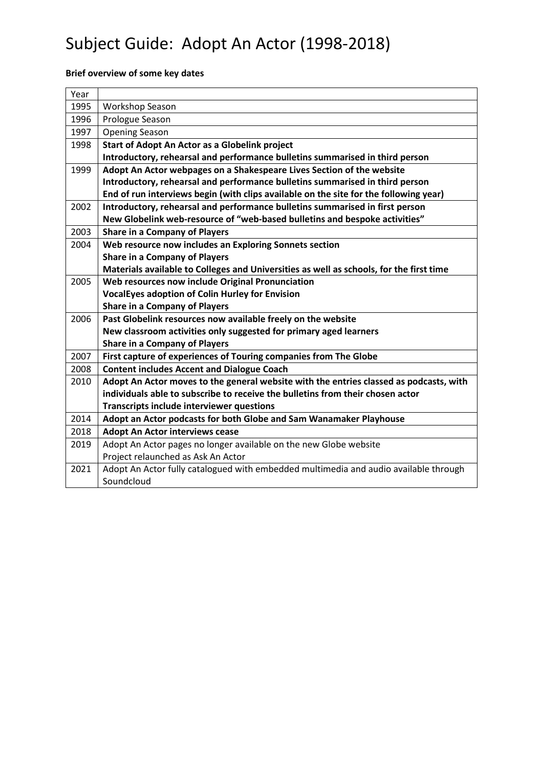# Subject Guide: Adopt An Actor (1998-2018)

**Brief overview of some key dates**

| Year | |
|---|---|
| 1995 | Workshop Season |
| 1996 | Prologue Season |
| 1997 | Opening Season |
| 1998 | **Start of Adopt An Actor as a Globelink project**<br>**Introductory, rehearsal and performance bulletins summarised in third person** |
| 1999 | **Adopt An Actor webpages on a Shakespeare Lives Section of the website**<br>**Introductory, rehearsal and performance bulletins summarised in third person**<br>**End of run interviews begin (with clips available on the site for the following year)** |
| 2002 | **Introductory, rehearsal and performance bulletins summarised in first person**<br>**New Globelink web-resource of "web-based bulletins and bespoke activities"** |
| 2003 | **Share in a Company of Players** |
| 2004 | **Web resource now includes an Exploring Sonnets section**<br>**Share in a Company of Players**<br>**Materials available to Colleges and Universities as well as schools, for the first time** |
| 2005 | **Web resources now include Original Pronunciation**<br>**VocalEyes adoption of Colin Hurley for Envision**<br>**Share in a Company of Players** |
| 2006 | **Past Globelink resources now available freely on the website**<br>**New classroom activities only suggested for primary aged learners**<br>**Share in a Company of Players** |
| 2007 | **First capture of experiences of Touring companies from The Globe** |
| 2008 | **Content includes Accent and Dialogue Coach** |
| 2010 | **Adopt An Actor moves to the general website with the entries classed as podcasts, with individuals able to subscribe to receive the bulletins from their chosen actor**<br>**Transcripts include interviewer questions** |
| 2014 | **Adopt an Actor podcasts for both Globe and Sam Wanamaker Playhouse** |
| 2018 | **Adopt An Actor interviews cease** |
| 2019 | Adopt An Actor pages no longer available on the new Globe website<br>Project relaunched as Ask An Actor |
| 2021 | Adopt An Actor fully catalogued with embedded multimedia and audio available through Soundcloud |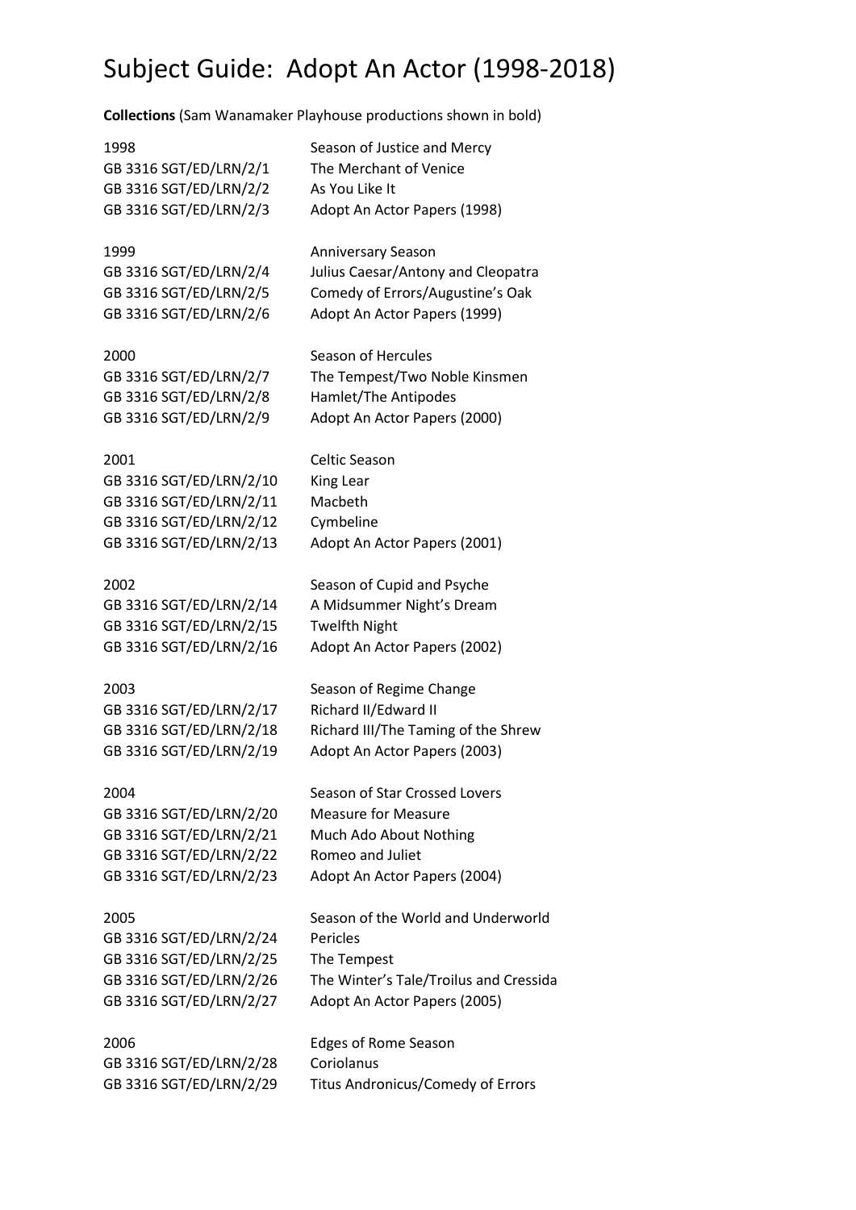# Subject Guide: Adopt An Actor (1998-2018)

**Collections** (Sam Wanamaker Playhouse productions shown in bold)

| | |
|---|---|
| 1998 | Season of Justice and Mercy |
| GB 3316 SGT/ED/LRN/2/1 | The Merchant of Venice |
| GB 3316 SGT/ED/LRN/2/2 | As You Like It |
| GB 3316 SGT/ED/LRN/2/3 | Adopt An Actor Papers (1998) |
| | |
| 1999 | Anniversary Season |
| GB 3316 SGT/ED/LRN/2/4 | Julius Caesar/Antony and Cleopatra |
| GB 3316 SGT/ED/LRN/2/5 | Comedy of Errors/Augustine's Oak |
| GB 3316 SGT/ED/LRN/2/6 | Adopt An Actor Papers (1999) |
| | |
| 2000 | Season of Hercules |
| GB 3316 SGT/ED/LRN/2/7 | The Tempest/Two Noble Kinsmen |
| GB 3316 SGT/ED/LRN/2/8 | Hamlet/The Antipodes |
| GB 3316 SGT/ED/LRN/2/9 | Adopt An Actor Papers (2000) |
| | |
| 2001 | Celtic Season |
| GB 3316 SGT/ED/LRN/2/10 | King Lear |
| GB 3316 SGT/ED/LRN/2/11 | Macbeth |
| GB 3316 SGT/ED/LRN/2/12 | Cymbeline |
| GB 3316 SGT/ED/LRN/2/13 | Adopt An Actor Papers (2001) |
| | |
| 2002 | Season of Cupid and Psyche |
| GB 3316 SGT/ED/LRN/2/14 | A Midsummer Night's Dream |
| GB 3316 SGT/ED/LRN/2/15 | Twelfth Night |
| GB 3316 SGT/ED/LRN/2/16 | Adopt An Actor Papers (2002) |
| | |
| 2003 | Season of Regime Change |
| GB 3316 SGT/ED/LRN/2/17 | Richard II/Edward II |
| GB 3316 SGT/ED/LRN/2/18 | Richard III/The Taming of the Shrew |
| GB 3316 SGT/ED/LRN/2/19 | Adopt An Actor Papers (2003) |
| | |
| 2004 | Season of Star Crossed Lovers |
| GB 3316 SGT/ED/LRN/2/20 | Measure for Measure |
| GB 3316 SGT/ED/LRN/2/21 | Much Ado About Nothing |
| GB 3316 SGT/ED/LRN/2/22 | Romeo and Juliet |
| GB 3316 SGT/ED/LRN/2/23 | Adopt An Actor Papers (2004) |
| | |
| 2005 | Season of the World and Underworld |
| GB 3316 SGT/ED/LRN/2/24 | Pericles |
| GB 3316 SGT/ED/LRN/2/25 | The Tempest |
| GB 3316 SGT/ED/LRN/2/26 | The Winter's Tale/Troilus and Cressida |
| GB 3316 SGT/ED/LRN/2/27 | Adopt An Actor Papers (2005) |
| | |
| 2006 | Edges of Rome Season |
| GB 3316 SGT/ED/LRN/2/28 | Coriolanus |
| GB 3316 SGT/ED/LRN/2/29 | Titus Andronicus/Comedy of Errors |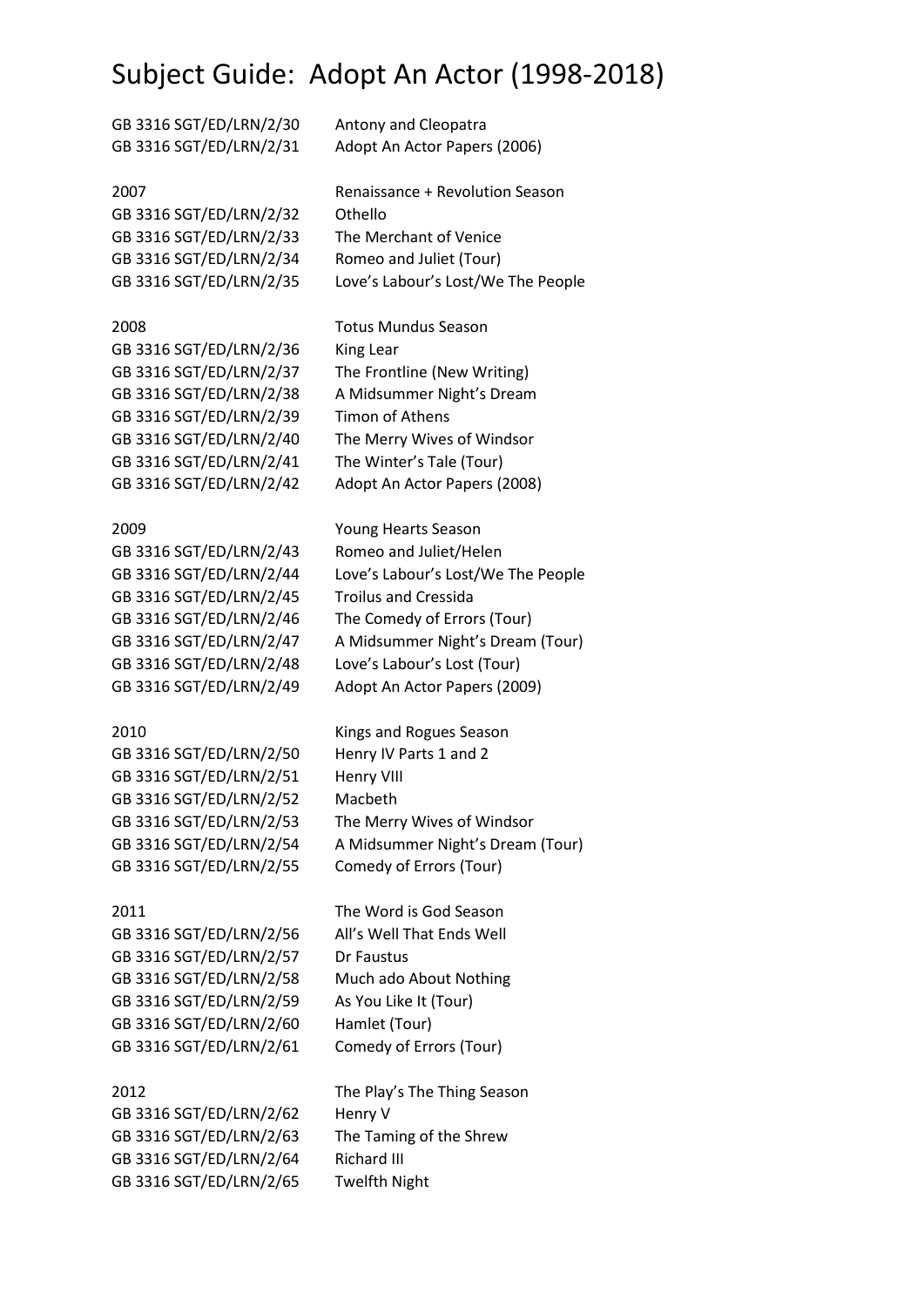# Subject Guide: Adopt An Actor (1998-2018)

| | |
|---|---|
| GB 3316 SGT/ED/LRN/2/30 | Antony and Cleopatra |
| GB 3316 SGT/ED/LRN/2/31 | Adopt An Actor Papers (2006) |
| | |
| 2007 | Renaissance + Revolution Season |
| GB 3316 SGT/ED/LRN/2/32 | Othello |
| GB 3316 SGT/ED/LRN/2/33 | The Merchant of Venice |
| GB 3316 SGT/ED/LRN/2/34 | Romeo and Juliet (Tour) |
| GB 3316 SGT/ED/LRN/2/35 | Love's Labour's Lost/We The People |
| | |
| 2008 | Totus Mundus Season |
| GB 3316 SGT/ED/LRN/2/36 | King Lear |
| GB 3316 SGT/ED/LRN/2/37 | The Frontline (New Writing) |
| GB 3316 SGT/ED/LRN/2/38 | A Midsummer Night's Dream |
| GB 3316 SGT/ED/LRN/2/39 | Timon of Athens |
| GB 3316 SGT/ED/LRN/2/40 | The Merry Wives of Windsor |
| GB 3316 SGT/ED/LRN/2/41 | The Winter's Tale (Tour) |
| GB 3316 SGT/ED/LRN/2/42 | Adopt An Actor Papers (2008) |
| | |
| 2009 | Young Hearts Season |
| GB 3316 SGT/ED/LRN/2/43 | Romeo and Juliet/Helen |
| GB 3316 SGT/ED/LRN/2/44 | Love's Labour's Lost/We The People |
| GB 3316 SGT/ED/LRN/2/45 | Troilus and Cressida |
| GB 3316 SGT/ED/LRN/2/46 | The Comedy of Errors (Tour) |
| GB 3316 SGT/ED/LRN/2/47 | A Midsummer Night's Dream (Tour) |
| GB 3316 SGT/ED/LRN/2/48 | Love's Labour's Lost (Tour) |
| GB 3316 SGT/ED/LRN/2/49 | Adopt An Actor Papers (2009) |
| | |
| 2010 | Kings and Rogues Season |
| GB 3316 SGT/ED/LRN/2/50 | Henry IV Parts 1 and 2 |
| GB 3316 SGT/ED/LRN/2/51 | Henry VIII |
| GB 3316 SGT/ED/LRN/2/52 | Macbeth |
| GB 3316 SGT/ED/LRN/2/53 | The Merry Wives of Windsor |
| GB 3316 SGT/ED/LRN/2/54 | A Midsummer Night's Dream (Tour) |
| GB 3316 SGT/ED/LRN/2/55 | Comedy of Errors (Tour) |
| | |
| 2011 | The Word is God Season |
| GB 3316 SGT/ED/LRN/2/56 | All's Well That Ends Well |
| GB 3316 SGT/ED/LRN/2/57 | Dr Faustus |
| GB 3316 SGT/ED/LRN/2/58 | Much ado About Nothing |
| GB 3316 SGT/ED/LRN/2/59 | As You Like It (Tour) |
| GB 3316 SGT/ED/LRN/2/60 | Hamlet (Tour) |
| GB 3316 SGT/ED/LRN/2/61 | Comedy of Errors (Tour) |
| | |
| 2012 | The Play's The Thing Season |
| GB 3316 SGT/ED/LRN/2/62 | Henry V |
| GB 3316 SGT/ED/LRN/2/63 | The Taming of the Shrew |
| GB 3316 SGT/ED/LRN/2/64 | Richard III |
| GB 3316 SGT/ED/LRN/2/65 | Twelfth Night |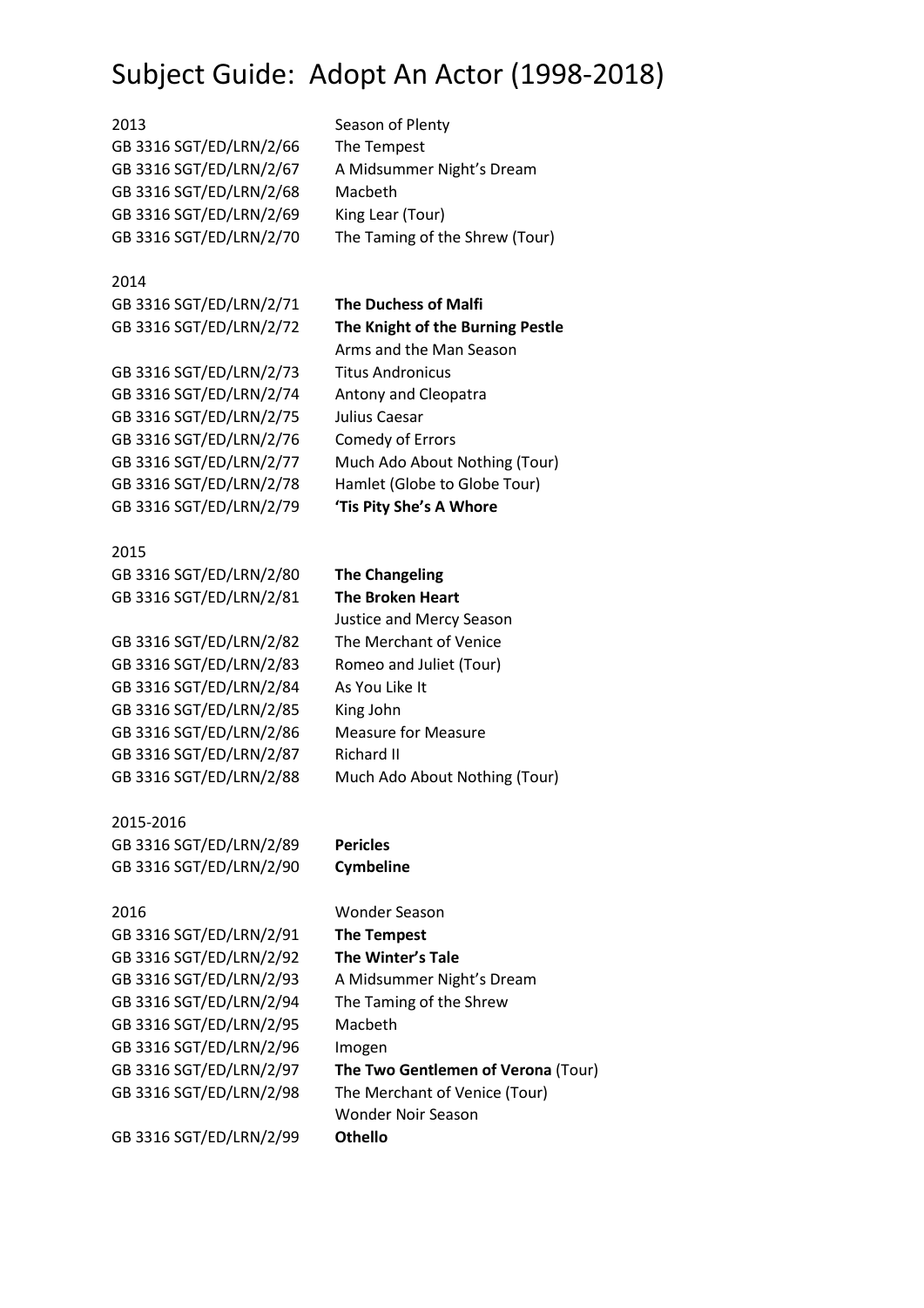# Subject Guide: Adopt An Actor (1998-2018)

| | |
|---|---|
| 2013 | Season of Plenty |
| GB 3316 SGT/ED/LRN/2/66 | The Tempest |
| GB 3316 SGT/ED/LRN/2/67 | A Midsummer Night's Dream |
| GB 3316 SGT/ED/LRN/2/68 | Macbeth |
| GB 3316 SGT/ED/LRN/2/69 | King Lear (Tour) |
| GB 3316 SGT/ED/LRN/2/70 | The Taming of the Shrew (Tour) |
| | |
| 2014 | |
| GB 3316 SGT/ED/LRN/2/71 | **The Duchess of Malfi** |
| GB 3316 SGT/ED/LRN/2/72 | **The Knight of the Burning Pestle** |
| | Arms and the Man Season |
| GB 3316 SGT/ED/LRN/2/73 | Titus Andronicus |
| GB 3316 SGT/ED/LRN/2/74 | Antony and Cleopatra |
| GB 3316 SGT/ED/LRN/2/75 | Julius Caesar |
| GB 3316 SGT/ED/LRN/2/76 | Comedy of Errors |
| GB 3316 SGT/ED/LRN/2/77 | Much Ado About Nothing (Tour) |
| GB 3316 SGT/ED/LRN/2/78 | Hamlet (Globe to Globe Tour) |
| GB 3316 SGT/ED/LRN/2/79 | **'Tis Pity She's A Whore** |
| | |
| 2015 | |
| GB 3316 SGT/ED/LRN/2/80 | **The Changeling** |
| GB 3316 SGT/ED/LRN/2/81 | **The Broken Heart** |
| | Justice and Mercy Season |
| GB 3316 SGT/ED/LRN/2/82 | The Merchant of Venice |
| GB 3316 SGT/ED/LRN/2/83 | Romeo and Juliet (Tour) |
| GB 3316 SGT/ED/LRN/2/84 | As You Like It |
| GB 3316 SGT/ED/LRN/2/85 | King John |
| GB 3316 SGT/ED/LRN/2/86 | Measure for Measure |
| GB 3316 SGT/ED/LRN/2/87 | Richard II |
| GB 3316 SGT/ED/LRN/2/88 | Much Ado About Nothing (Tour) |
| | |
| 2015-2016 | |
| GB 3316 SGT/ED/LRN/2/89 | **Pericles** |
| GB 3316 SGT/ED/LRN/2/90 | **Cymbeline** |
| | |
| 2016 | Wonder Season |
| GB 3316 SGT/ED/LRN/2/91 | **The Tempest** |
| GB 3316 SGT/ED/LRN/2/92 | **The Winter's Tale** |
| GB 3316 SGT/ED/LRN/2/93 | A Midsummer Night's Dream |
| GB 3316 SGT/ED/LRN/2/94 | The Taming of the Shrew |
| GB 3316 SGT/ED/LRN/2/95 | Macbeth |
| GB 3316 SGT/ED/LRN/2/96 | Imogen |
| GB 3316 SGT/ED/LRN/2/97 | **The Two Gentlemen of Verona** (Tour) |
| GB 3316 SGT/ED/LRN/2/98 | The Merchant of Venice (Tour) |
| | Wonder Noir Season |
| GB 3316 SGT/ED/LRN/2/99 | **Othello** |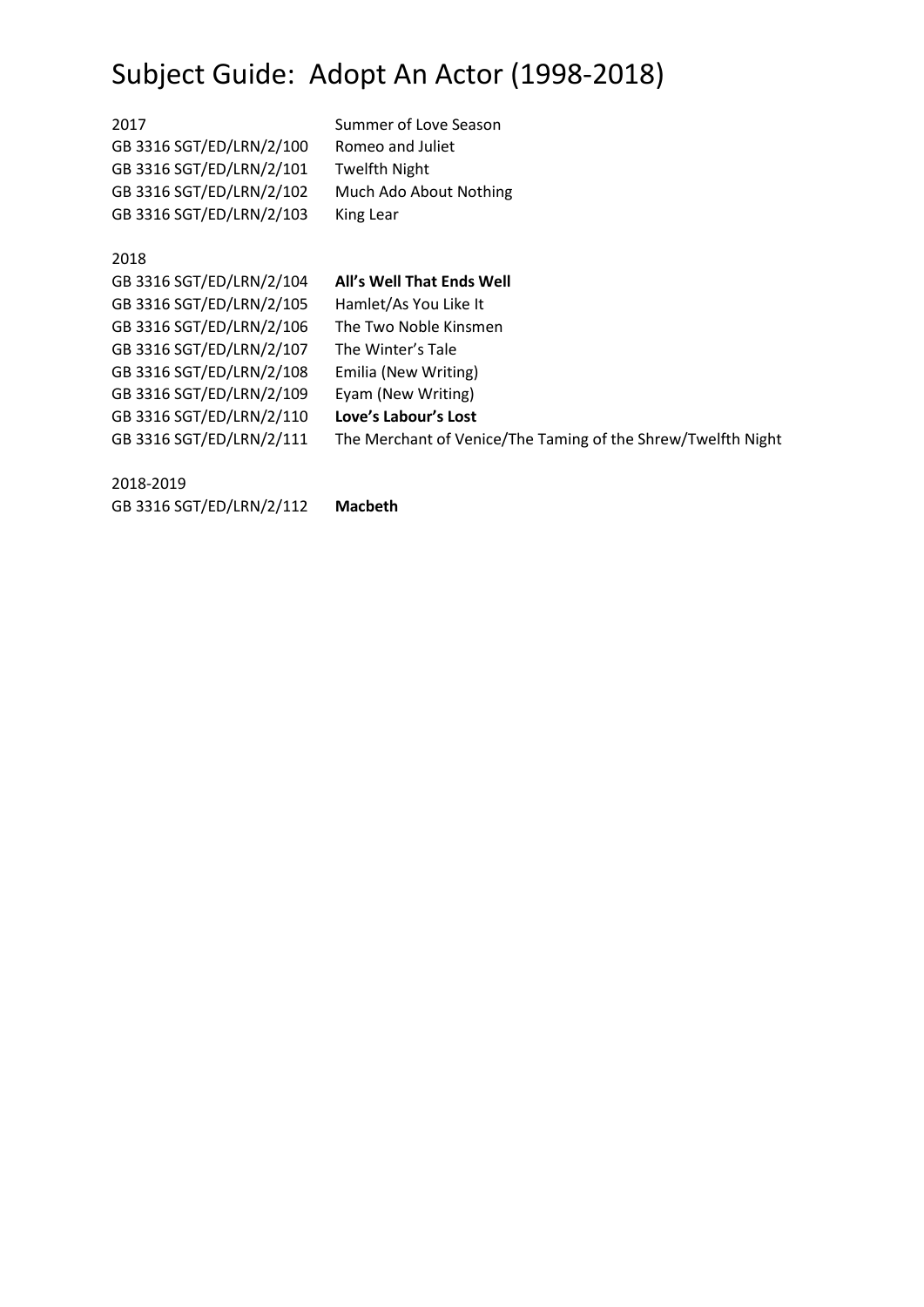# Subject Guide: Adopt An Actor (1998-2018)

| | |
|---|---|
| 2017 | Summer of Love Season |
| GB 3316 SGT/ED/LRN/2/100 | Romeo and Juliet |
| GB 3316 SGT/ED/LRN/2/101 | Twelfth Night |
| GB 3316 SGT/ED/LRN/2/102 | Much Ado About Nothing |
| GB 3316 SGT/ED/LRN/2/103 | King Lear |

2018

| | |
|---|---|
| GB 3316 SGT/ED/LRN/2/104 | **All's Well That Ends Well** |
| GB 3316 SGT/ED/LRN/2/105 | Hamlet/As You Like It |
| GB 3316 SGT/ED/LRN/2/106 | The Two Noble Kinsmen |
| GB 3316 SGT/ED/LRN/2/107 | The Winter's Tale |
| GB 3316 SGT/ED/LRN/2/108 | Emilia (New Writing) |
| GB 3316 SGT/ED/LRN/2/109 | Eyam (New Writing) |
| GB 3316 SGT/ED/LRN/2/110 | **Love's Labour's Lost** |
| GB 3316 SGT/ED/LRN/2/111 | The Merchant of Venice/The Taming of the Shrew/Twelfth Night |

2018-2019

| | |
|---|---|
| GB 3316 SGT/ED/LRN/2/112 | **Macbeth** |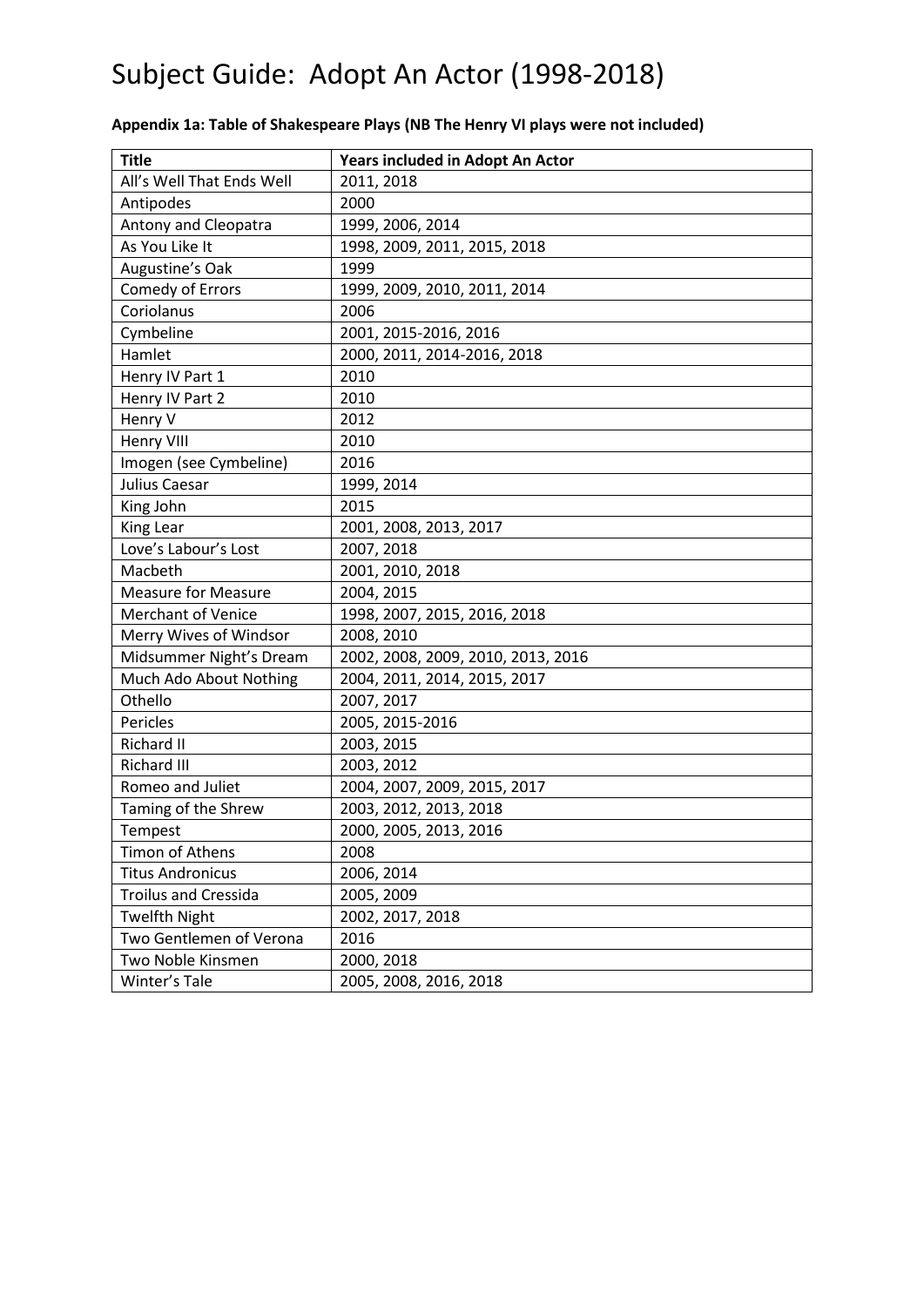# Subject Guide: Adopt An Actor (1998-2018)

**Appendix 1a: Table of Shakespeare Plays (NB The Henry VI plays were not included)**

| Title | Years included in Adopt An Actor |
|---|---|
| All's Well That Ends Well | 2011, 2018 |
| Antipodes | 2000 |
| Antony and Cleopatra | 1999, 2006, 2014 |
| As You Like It | 1998, 2009, 2011, 2015, 2018 |
| Augustine's Oak | 1999 |
| Comedy of Errors | 1999, 2009, 2010, 2011, 2014 |
| Coriolanus | 2006 |
| Cymbeline | 2001, 2015-2016, 2016 |
| Hamlet | 2000, 2011, 2014-2016, 2018 |
| Henry IV Part 1 | 2010 |
| Henry IV Part 2 | 2010 |
| Henry V | 2012 |
| Henry VIII | 2010 |
| Imogen (see Cymbeline) | 2016 |
| Julius Caesar | 1999, 2014 |
| King John | 2015 |
| King Lear | 2001, 2008, 2013, 2017 |
| Love's Labour's Lost | 2007, 2018 |
| Macbeth | 2001, 2010, 2018 |
| Measure for Measure | 2004, 2015 |
| Merchant of Venice | 1998, 2007, 2015, 2016, 2018 |
| Merry Wives of Windsor | 2008, 2010 |
| Midsummer Night's Dream | 2002, 2008, 2009, 2010, 2013, 2016 |
| Much Ado About Nothing | 2004, 2011, 2014, 2015, 2017 |
| Othello | 2007, 2017 |
| Pericles | 2005, 2015-2016 |
| Richard II | 2003, 2015 |
| Richard III | 2003, 2012 |
| Romeo and Juliet | 2004, 2007, 2009, 2015, 2017 |
| Taming of the Shrew | 2003, 2012, 2013, 2018 |
| Tempest | 2000, 2005, 2013, 2016 |
| Timon of Athens | 2008 |
| Titus Andronicus | 2006, 2014 |
| Troilus and Cressida | 2005, 2009 |
| Twelfth Night | 2002, 2017, 2018 |
| Two Gentlemen of Verona | 2016 |
| Two Noble Kinsmen | 2000, 2018 |
| Winter's Tale | 2005, 2008, 2016, 2018 |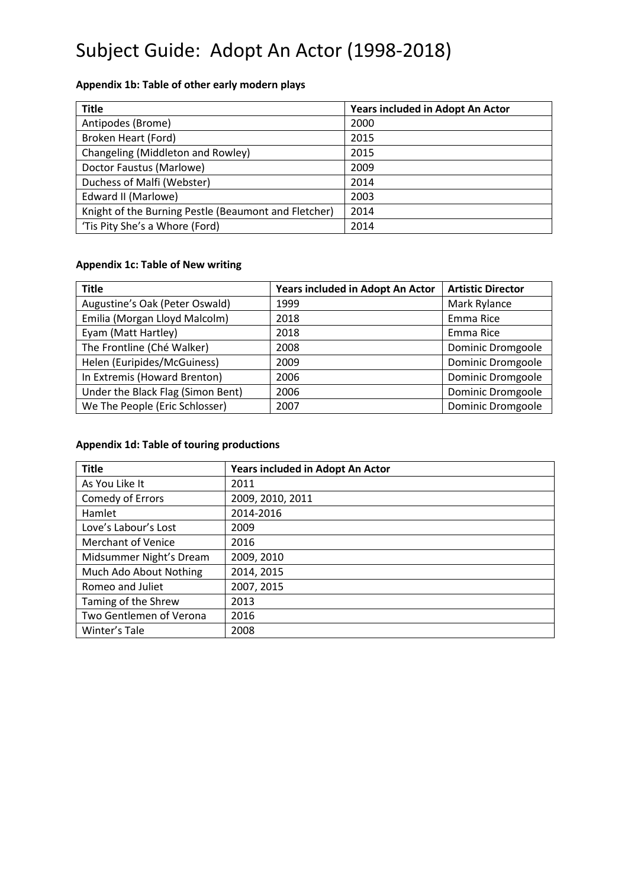# Subject Guide: Adopt An Actor (1998-2018)

**Appendix 1b: Table of other early modern plays**

| Title | Years included in Adopt An Actor |
|---|---|
| Antipodes (Brome) | 2000 |
| Broken Heart (Ford) | 2015 |
| Changeling (Middleton and Rowley) | 2015 |
| Doctor Faustus (Marlowe) | 2009 |
| Duchess of Malfi (Webster) | 2014 |
| Edward II (Marlowe) | 2003 |
| Knight of the Burning Pestle (Beaumont and Fletcher) | 2014 |
| 'Tis Pity She's a Whore (Ford) | 2014 |

**Appendix 1c: Table of New writing**

| Title | Years included in Adopt An Actor | Artistic Director |
|---|---|---|
| Augustine's Oak (Peter Oswald) | 1999 | Mark Rylance |
| Emilia (Morgan Lloyd Malcolm) | 2018 | Emma Rice |
| Eyam (Matt Hartley) | 2018 | Emma Rice |
| The Frontline (Ché Walker) | 2008 | Dominic Dromgoole |
| Helen (Euripides/McGuiness) | 2009 | Dominic Dromgoole |
| In Extremis (Howard Brenton) | 2006 | Dominic Dromgoole |
| Under the Black Flag (Simon Bent) | 2006 | Dominic Dromgoole |
| We The People (Eric Schlosser) | 2007 | Dominic Dromgoole |

**Appendix 1d: Table of touring productions**

| Title | Years included in Adopt An Actor |
|---|---|
| As You Like It | 2011 |
| Comedy of Errors | 2009, 2010, 2011 |
| Hamlet | 2014-2016 |
| Love's Labour's Lost | 2009 |
| Merchant of Venice | 2016 |
| Midsummer Night's Dream | 2009, 2010 |
| Much Ado About Nothing | 2014, 2015 |
| Romeo and Juliet | 2007, 2015 |
| Taming of the Shrew | 2013 |
| Two Gentlemen of Verona | 2016 |
| Winter's Tale | 2008 |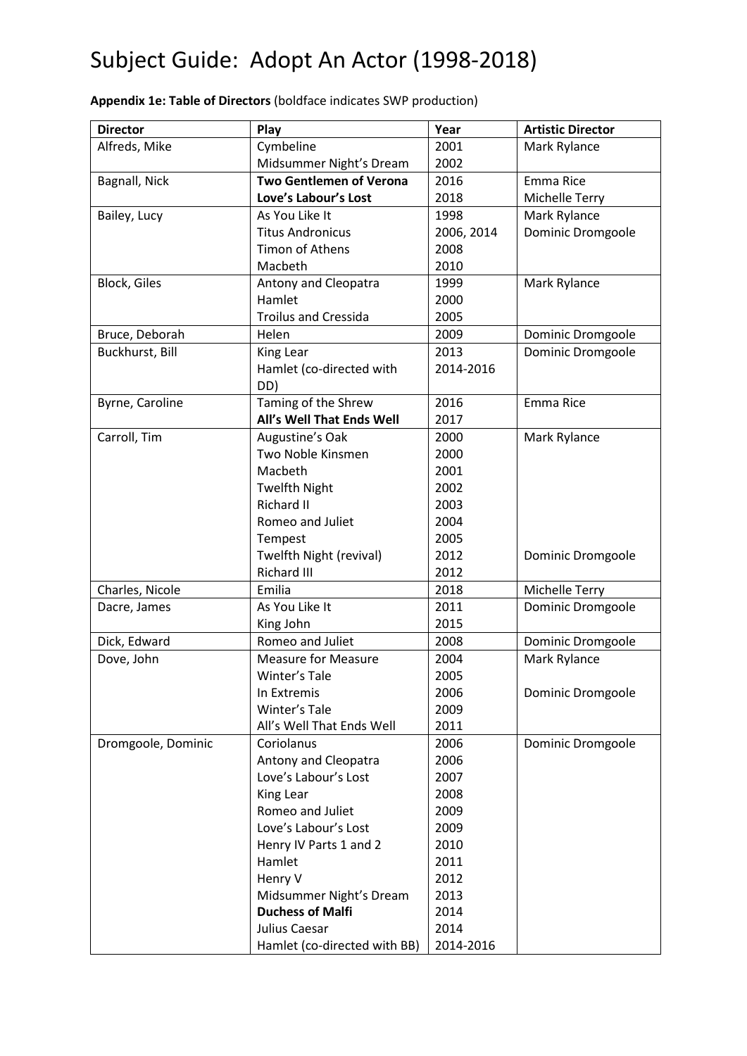# Subject Guide: Adopt An Actor (1998-2018)

**Appendix 1e: Table of Directors** (boldface indicates SWP production)

| Director | Play | Year | Artistic Director |
|---|---|---|---|
| Alfreds, Mike | Cymbeline | 2001 | Mark Rylance |
| | Midsummer Night's Dream | 2002 | |
| Bagnall, Nick | **Two Gentlemen of Verona** | 2016 | Emma Rice |
| | **Love's Labour's Lost** | 2018 | Michelle Terry |
| Bailey, Lucy | As You Like It | 1998 | Mark Rylance |
| | Titus Andronicus | 2006, 2014 | Dominic Dromgoole |
| | Timon of Athens | 2008 | |
| | Macbeth | 2010 | |
| Block, Giles | Antony and Cleopatra | 1999 | Mark Rylance |
| | Hamlet | 2000 | |
| | Troilus and Cressida | 2005 | |
| Bruce, Deborah | Helen | 2009 | Dominic Dromgoole |
| Buckhurst, Bill | King Lear | 2013 | Dominic Dromgoole |
| | Hamlet (co-directed with DD) | 2014-2016 | |
| Byrne, Caroline | Taming of the Shrew | 2016 | Emma Rice |
| | **All's Well That Ends Well** | 2017 | |
| Carroll, Tim | Augustine's Oak | 2000 | Mark Rylance |
| | Two Noble Kinsmen | 2000 | |
| | Macbeth | 2001 | |
| | Twelfth Night | 2002 | |
| | Richard II | 2003 | |
| | Romeo and Juliet | 2004 | |
| | Tempest | 2005 | |
| | Twelfth Night (revival) | 2012 | Dominic Dromgoole |
| | Richard III | 2012 | |
| Charles, Nicole | Emilia | 2018 | Michelle Terry |
| Dacre, James | As You Like It | 2011 | Dominic Dromgoole |
| | King John | 2015 | |
| Dick, Edward | Romeo and Juliet | 2008 | Dominic Dromgoole |
| Dove, John | Measure for Measure | 2004 | Mark Rylance |
| | Winter's Tale | 2005 | |
| | In Extremis | 2006 | Dominic Dromgoole |
| | Winter's Tale | 2009 | |
| | All's Well That Ends Well | 2011 | |
| Dromgoole, Dominic | Coriolanus | 2006 | Dominic Dromgoole |
| | Antony and Cleopatra | 2006 | |
| | Love's Labour's Lost | 2007 | |
| | King Lear | 2008 | |
| | Romeo and Juliet | 2009 | |
| | Love's Labour's Lost | 2009 | |
| | Henry IV Parts 1 and 2 | 2010 | |
| | Hamlet | 2011 | |
| | Henry V | 2012 | |
| | Midsummer Night's Dream | 2013 | |
| | **Duchess of Malfi** | 2014 | |
| | Julius Caesar | 2014 | |
| | Hamlet (co-directed with BB) | 2014-2016 | |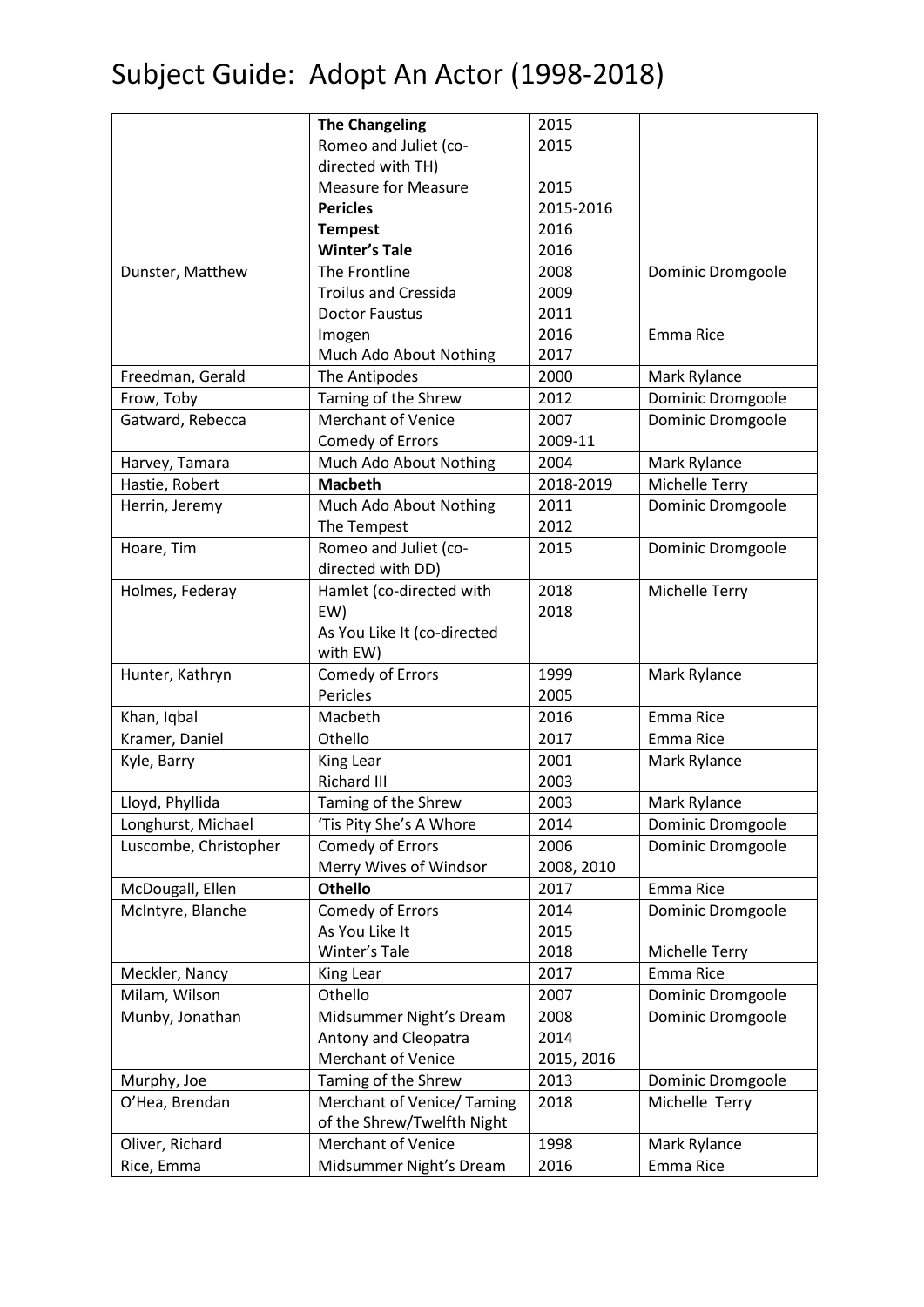# Subject Guide: Adopt An Actor (1998-2018)

| | | | |
|---|---|---|---|
| | **The Changeling** | 2015 | |
| | Romeo and Juliet (co-directed with TH) | 2015 | |
| | Measure for Measure | 2015 | |
| | **Pericles** | 2015-2016 | |
| | **Tempest** | 2016 | |
| | **Winter's Tale** | 2016 | |
| Dunster, Matthew | The Frontline | 2008 | Dominic Dromgoole |
| | Troilus and Cressida | 2009 | |
| | Doctor Faustus | 2011 | |
| | Imogen | 2016 | Emma Rice |
| | Much Ado About Nothing | 2017 | |
| Freedman, Gerald | The Antipodes | 2000 | Mark Rylance |
| Frow, Toby | Taming of the Shrew | 2012 | Dominic Dromgoole |
| Gatward, Rebecca | Merchant of Venice | 2007 | Dominic Dromgoole |
| | Comedy of Errors | 2009-11 | |
| Harvey, Tamara | Much Ado About Nothing | 2004 | Mark Rylance |
| Hastie, Robert | **Macbeth** | 2018-2019 | Michelle Terry |
| Herrin, Jeremy | Much Ado About Nothing | 2011 | Dominic Dromgoole |
| | The Tempest | 2012 | |
| Hoare, Tim | Romeo and Juliet (co-directed with DD) | 2015 | Dominic Dromgoole |
| Holmes, Federay | Hamlet (co-directed with EW) | 2018 | Michelle Terry |
| | As You Like It (co-directed with EW) | 2018 | |
| Hunter, Kathryn | Comedy of Errors | 1999 | Mark Rylance |
| | Pericles | 2005 | |
| Khan, Iqbal | Macbeth | 2016 | Emma Rice |
| Kramer, Daniel | Othello | 2017 | Emma Rice |
| Kyle, Barry | King Lear | 2001 | Mark Rylance |
| | Richard III | 2003 | |
| Lloyd, Phyllida | Taming of the Shrew | 2003 | Mark Rylance |
| Longhurst, Michael | 'Tis Pity She's A Whore | 2014 | Dominic Dromgoole |
| Luscombe, Christopher | Comedy of Errors | 2006 | Dominic Dromgoole |
| | Merry Wives of Windsor | 2008, 2010 | |
| McDougall, Ellen | **Othello** | 2017 | Emma Rice |
| McIntyre, Blanche | Comedy of Errors | 2014 | Dominic Dromgoole |
| | As You Like It | 2015 | |
| | Winter's Tale | 2018 | Michelle Terry |
| Meckler, Nancy | King Lear | 2017 | Emma Rice |
| Milam, Wilson | Othello | 2007 | Dominic Dromgoole |
| Munby, Jonathan | Midsummer Night's Dream | 2008 | Dominic Dromgoole |
| | Antony and Cleopatra | 2014 | |
| | Merchant of Venice | 2015, 2016 | |
| Murphy, Joe | Taming of the Shrew | 2013 | Dominic Dromgoole |
| O'Hea, Brendan | Merchant of Venice/ Taming of the Shrew/Twelfth Night | 2018 | Michelle Terry |
| Oliver, Richard | Merchant of Venice | 1998 | Mark Rylance |
| Rice, Emma | Midsummer Night's Dream | 2016 | Emma Rice |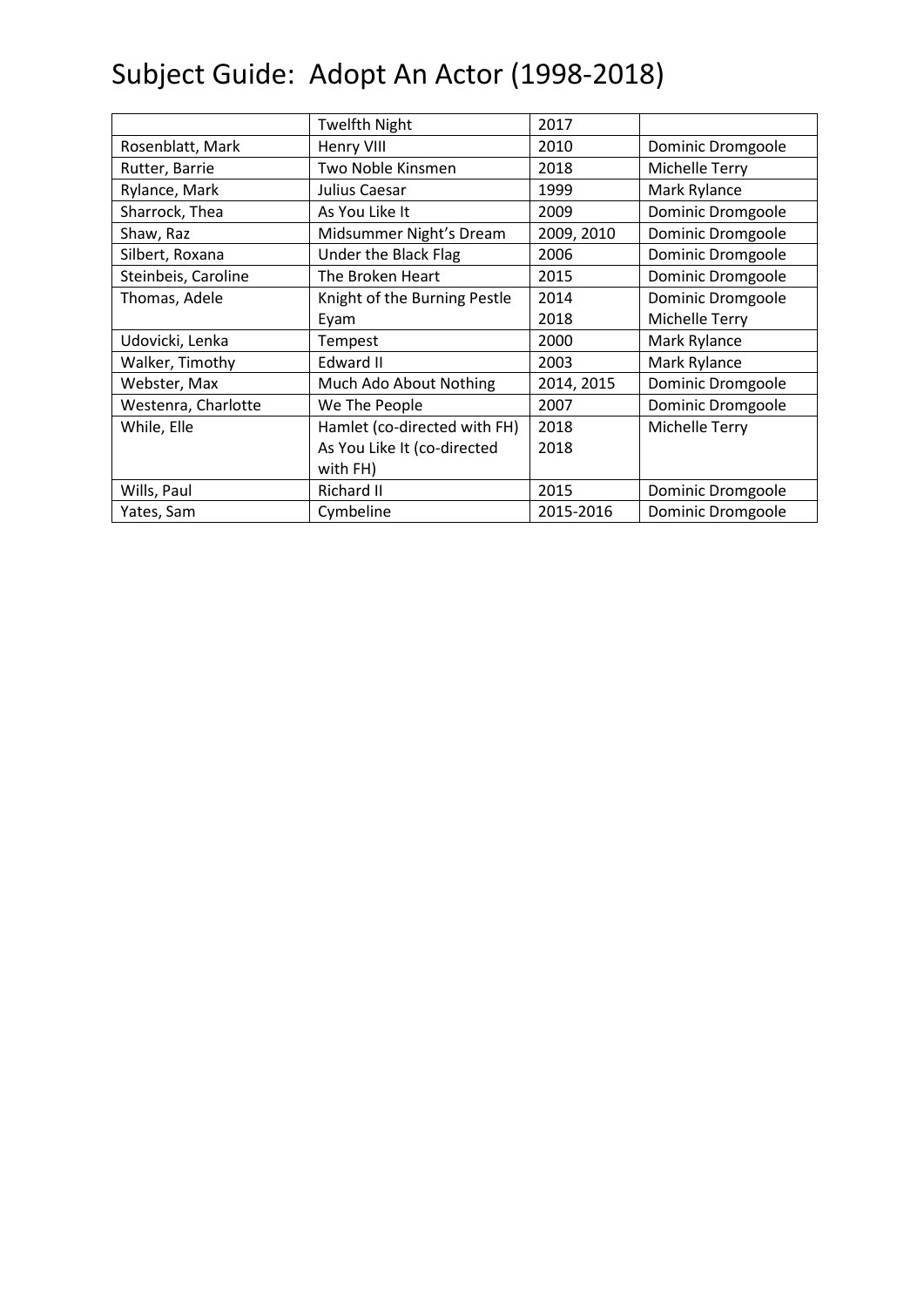# Subject Guide: Adopt An Actor (1998-2018)

| | Twelfth Night | 2017 | |
|---|---|---|---|
| Rosenblatt, Mark | Henry VIII | 2010 | Dominic Dromgoole |
| Rutter, Barrie | Two Noble Kinsmen | 2018 | Michelle Terry |
| Rylance, Mark | Julius Caesar | 1999 | Mark Rylance |
| Sharrock, Thea | As You Like It | 2009 | Dominic Dromgoole |
| Shaw, Raz | Midsummer Night's Dream | 2009, 2010 | Dominic Dromgoole |
| Silbert, Roxana | Under the Black Flag | 2006 | Dominic Dromgoole |
| Steinbeis, Caroline | The Broken Heart | 2015 | Dominic Dromgoole |
| Thomas, Adele | Knight of the Burning Pestle<br>Eyam | 2014<br>2018 | Dominic Dromgoole<br>Michelle Terry |
| Udovicki, Lenka | Tempest | 2000 | Mark Rylance |
| Walker, Timothy | Edward II | 2003 | Mark Rylance |
| Webster, Max | Much Ado About Nothing | 2014, 2015 | Dominic Dromgoole |
| Westenra, Charlotte | We The People | 2007 | Dominic Dromgoole |
| While, Elle | Hamlet (co-directed with FH)<br>As You Like It (co-directed with FH) | 2018<br>2018 | Michelle Terry |
| Wills, Paul | Richard II | 2015 | Dominic Dromgoole |
| Yates, Sam | Cymbeline | 2015-2016 | Dominic Dromgoole |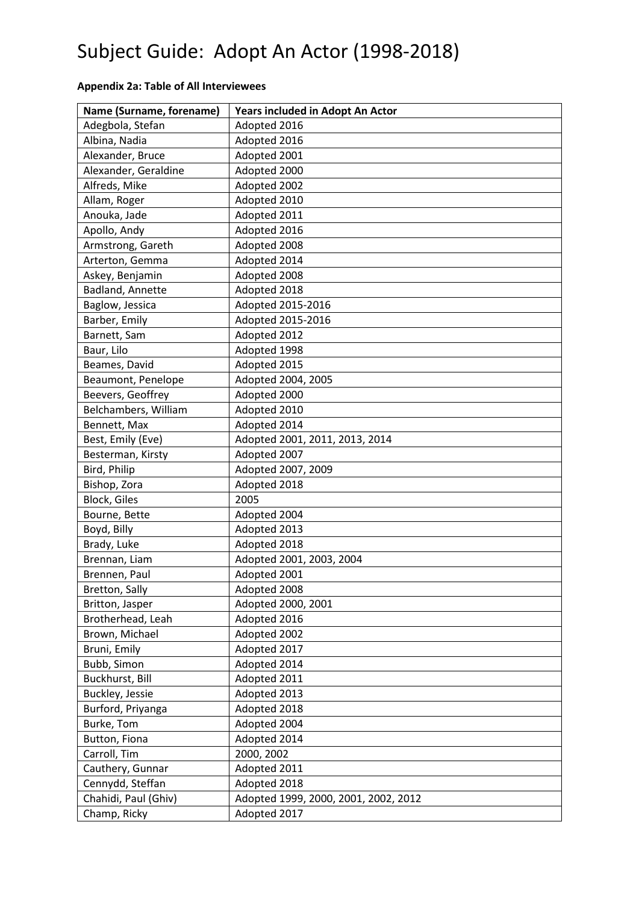# Subject Guide: Adopt An Actor (1998-2018)

**Appendix 2a: Table of All Interviewees**

| Name (Surname, forename) | Years included in Adopt An Actor |
|---|---|
| Adegbola, Stefan | Adopted 2016 |
| Albina, Nadia | Adopted 2016 |
| Alexander, Bruce | Adopted 2001 |
| Alexander, Geraldine | Adopted 2000 |
| Alfreds, Mike | Adopted 2002 |
| Allam, Roger | Adopted 2010 |
| Anouka, Jade | Adopted 2011 |
| Apollo, Andy | Adopted 2016 |
| Armstrong, Gareth | Adopted 2008 |
| Arterton, Gemma | Adopted 2014 |
| Askey, Benjamin | Adopted 2008 |
| Badland, Annette | Adopted 2018 |
| Baglow, Jessica | Adopted 2015-2016 |
| Barber, Emily | Adopted 2015-2016 |
| Barnett, Sam | Adopted 2012 |
| Baur, Lilo | Adopted 1998 |
| Beames, David | Adopted 2015 |
| Beaumont, Penelope | Adopted 2004, 2005 |
| Beevers, Geoffrey | Adopted 2000 |
| Belchambers, William | Adopted 2010 |
| Bennett, Max | Adopted 2014 |
| Best, Emily (Eve) | Adopted 2001, 2011, 2013, 2014 |
| Besterman, Kirsty | Adopted 2007 |
| Bird, Philip | Adopted 2007, 2009 |
| Bishop, Zora | Adopted 2018 |
| Block, Giles | 2005 |
| Bourne, Bette | Adopted 2004 |
| Boyd, Billy | Adopted 2013 |
| Brady, Luke | Adopted 2018 |
| Brennan, Liam | Adopted 2001, 2003, 2004 |
| Brennen, Paul | Adopted 2001 |
| Bretton, Sally | Adopted 2008 |
| Britton, Jasper | Adopted 2000, 2001 |
| Brotherhead, Leah | Adopted 2016 |
| Brown, Michael | Adopted 2002 |
| Bruni, Emily | Adopted 2017 |
| Bubb, Simon | Adopted 2014 |
| Buckhurst, Bill | Adopted 2011 |
| Buckley, Jessie | Adopted 2013 |
| Burford, Priyanga | Adopted 2018 |
| Burke, Tom | Adopted 2004 |
| Button, Fiona | Adopted 2014 |
| Carroll, Tim | 2000, 2002 |
| Cauthery, Gunnar | Adopted 2011 |
| Cennydd, Steffan | Adopted 2018 |
| Chahidi, Paul (Ghiv) | Adopted 1999, 2000, 2001, 2002, 2012 |
| Champ, Ricky | Adopted 2017 |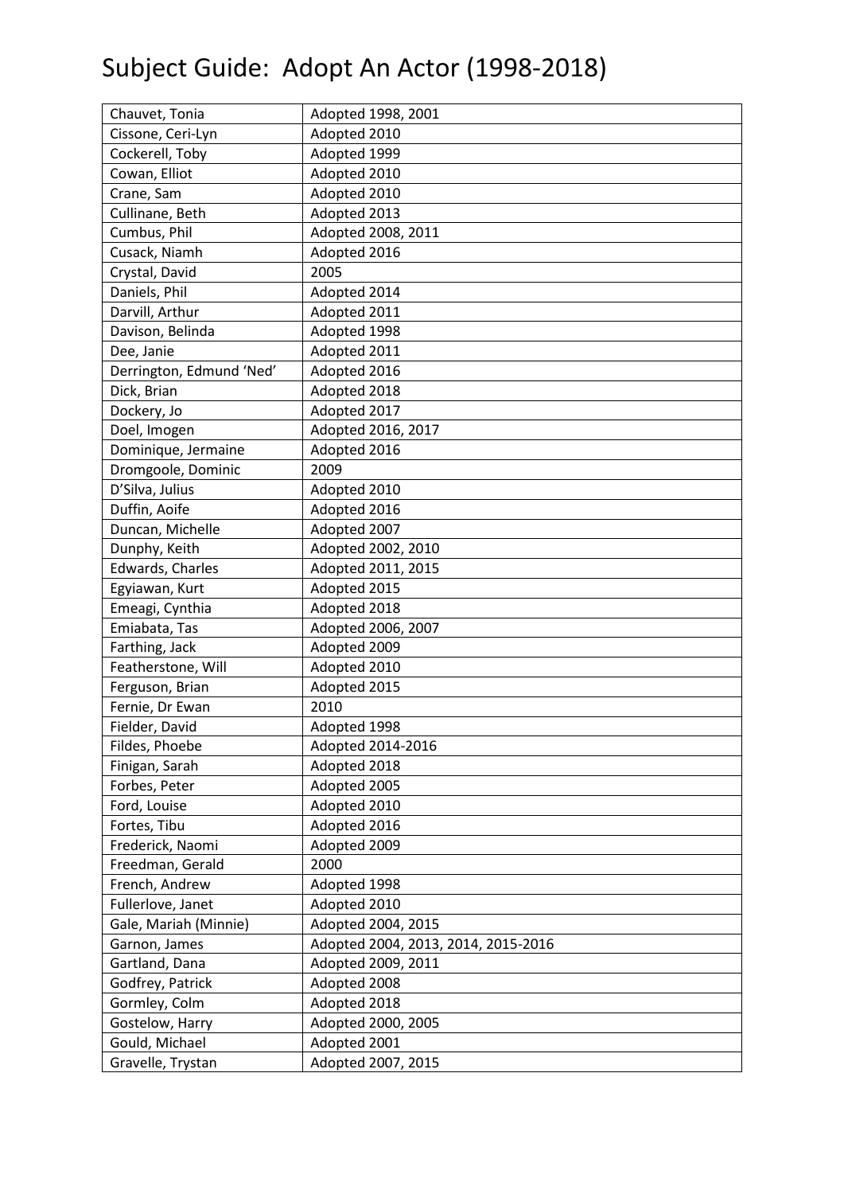# Subject Guide: Adopt An Actor (1998-2018)

| | |
|---|---|
| Chauvet, Tonia | Adopted 1998, 2001 |
| Cissone, Ceri-Lyn | Adopted 2010 |
| Cockerell, Toby | Adopted 1999 |
| Cowan, Elliot | Adopted 2010 |
| Crane, Sam | Adopted 2010 |
| Cullinane, Beth | Adopted 2013 |
| Cumbus, Phil | Adopted 2008, 2011 |
| Cusack, Niamh | Adopted 2016 |
| Crystal, David | 2005 |
| Daniels, Phil | Adopted 2014 |
| Darvill, Arthur | Adopted 2011 |
| Davison, Belinda | Adopted 1998 |
| Dee, Janie | Adopted 2011 |
| Derrington, Edmund 'Ned' | Adopted 2016 |
| Dick, Brian | Adopted 2018 |
| Dockery, Jo | Adopted 2017 |
| Doel, Imogen | Adopted 2016, 2017 |
| Dominique, Jermaine | Adopted 2016 |
| Dromgoole, Dominic | 2009 |
| D'Silva, Julius | Adopted 2010 |
| Duffin, Aoife | Adopted 2016 |
| Duncan, Michelle | Adopted 2007 |
| Dunphy, Keith | Adopted 2002, 2010 |
| Edwards, Charles | Adopted 2011, 2015 |
| Egyiawan, Kurt | Adopted 2015 |
| Emeagi, Cynthia | Adopted 2018 |
| Emiabata, Tas | Adopted 2006, 2007 |
| Farthing, Jack | Adopted 2009 |
| Featherstone, Will | Adopted 2010 |
| Ferguson, Brian | Adopted 2015 |
| Fernie, Dr Ewan | 2010 |
| Fielder, David | Adopted 1998 |
| Fildes, Phoebe | Adopted 2014-2016 |
| Finigan, Sarah | Adopted 2018 |
| Forbes, Peter | Adopted 2005 |
| Ford, Louise | Adopted 2010 |
| Fortes, Tibu | Adopted 2016 |
| Frederick, Naomi | Adopted 2009 |
| Freedman, Gerald | 2000 |
| French, Andrew | Adopted 1998 |
| Fullerlove, Janet | Adopted 2010 |
| Gale, Mariah (Minnie) | Adopted 2004, 2015 |
| Garnon, James | Adopted 2004, 2013, 2014, 2015-2016 |
| Gartland, Dana | Adopted 2009, 2011 |
| Godfrey, Patrick | Adopted 2008 |
| Gormley, Colm | Adopted 2018 |
| Gostelow, Harry | Adopted 2000, 2005 |
| Gould, Michael | Adopted 2001 |
| Gravelle, Trystan | Adopted 2007, 2015 |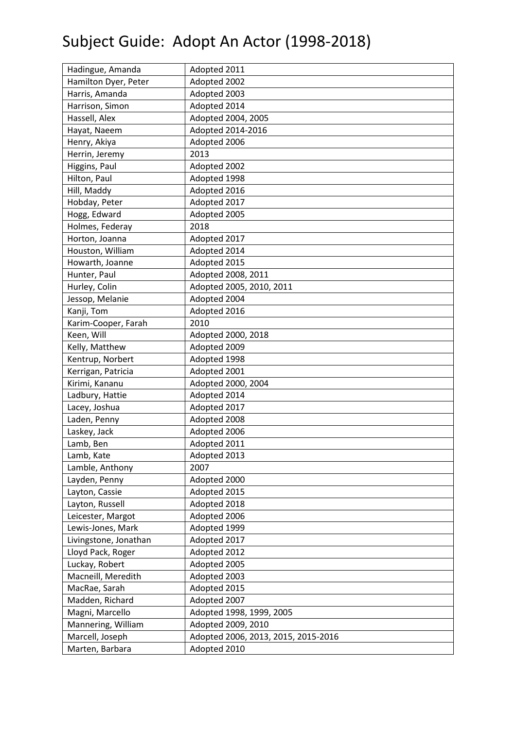# Subject Guide: Adopt An Actor (1998-2018)

| | |
|---|---|
| Hadingue, Amanda | Adopted 2011 |
| Hamilton Dyer, Peter | Adopted 2002 |
| Harris, Amanda | Adopted 2003 |
| Harrison, Simon | Adopted 2014 |
| Hassell, Alex | Adopted 2004, 2005 |
| Hayat, Naeem | Adopted 2014-2016 |
| Henry, Akiya | Adopted 2006 |
| Herrin, Jeremy | 2013 |
| Higgins, Paul | Adopted 2002 |
| Hilton, Paul | Adopted 1998 |
| Hill, Maddy | Adopted 2016 |
| Hobday, Peter | Adopted 2017 |
| Hogg, Edward | Adopted 2005 |
| Holmes, Federay | 2018 |
| Horton, Joanna | Adopted 2017 |
| Houston, William | Adopted 2014 |
| Howarth, Joanne | Adopted 2015 |
| Hunter, Paul | Adopted 2008, 2011 |
| Hurley, Colin | Adopted 2005, 2010, 2011 |
| Jessop, Melanie | Adopted 2004 |
| Kanji, Tom | Adopted 2016 |
| Karim-Cooper, Farah | 2010 |
| Keen, Will | Adopted 2000, 2018 |
| Kelly, Matthew | Adopted 2009 |
| Kentrup, Norbert | Adopted 1998 |
| Kerrigan, Patricia | Adopted 2001 |
| Kirimi, Kananu | Adopted 2000, 2004 |
| Ladbury, Hattie | Adopted 2014 |
| Lacey, Joshua | Adopted 2017 |
| Laden, Penny | Adopted 2008 |
| Laskey, Jack | Adopted 2006 |
| Lamb, Ben | Adopted 2011 |
| Lamb, Kate | Adopted 2013 |
| Lamble, Anthony | 2007 |
| Layden, Penny | Adopted 2000 |
| Layton, Cassie | Adopted 2015 |
| Layton, Russell | Adopted 2018 |
| Leicester, Margot | Adopted 2006 |
| Lewis-Jones, Mark | Adopted 1999 |
| Livingstone, Jonathan | Adopted 2017 |
| Lloyd Pack, Roger | Adopted 2012 |
| Luckay, Robert | Adopted 2005 |
| Macneill, Meredith | Adopted 2003 |
| MacRae, Sarah | Adopted 2015 |
| Madden, Richard | Adopted 2007 |
| Magni, Marcello | Adopted 1998, 1999, 2005 |
| Mannering, William | Adopted 2009, 2010 |
| Marcell, Joseph | Adopted 2006, 2013, 2015, 2015-2016 |
| Marten, Barbara | Adopted 2010 |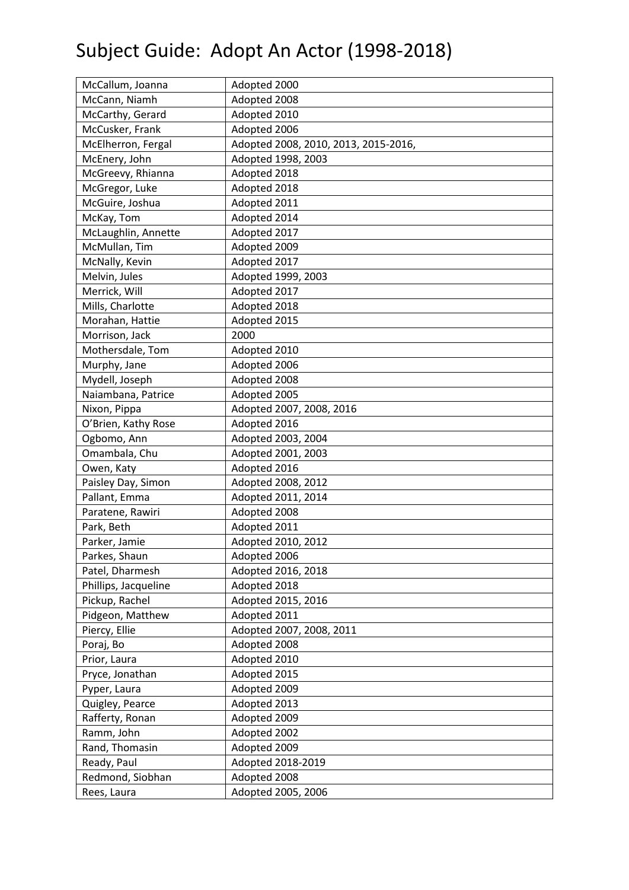# Subject Guide: Adopt An Actor (1998-2018)

| McCallum, Joanna | Adopted 2000 |
|---|---|
| McCann, Niamh | Adopted 2008 |
| McCarthy, Gerard | Adopted 2010 |
| McCusker, Frank | Adopted 2006 |
| McElherron, Fergal | Adopted 2008, 2010, 2013, 2015-2016, |
| McEnery, John | Adopted 1998, 2003 |
| McGreevy, Rhianna | Adopted 2018 |
| McGregor, Luke | Adopted 2018 |
| McGuire, Joshua | Adopted 2011 |
| McKay, Tom | Adopted 2014 |
| McLaughlin, Annette | Adopted 2017 |
| McMullan, Tim | Adopted 2009 |
| McNally, Kevin | Adopted 2017 |
| Melvin, Jules | Adopted 1999, 2003 |
| Merrick, Will | Adopted 2017 |
| Mills, Charlotte | Adopted 2018 |
| Morahan, Hattie | Adopted 2015 |
| Morrison, Jack | 2000 |
| Mothersdale, Tom | Adopted 2010 |
| Murphy, Jane | Adopted 2006 |
| Mydell, Joseph | Adopted 2008 |
| Naiambana, Patrice | Adopted 2005 |
| Nixon, Pippa | Adopted 2007, 2008, 2016 |
| O'Brien, Kathy Rose | Adopted 2016 |
| Ogbomo, Ann | Adopted 2003, 2004 |
| Omambala, Chu | Adopted 2001, 2003 |
| Owen, Katy | Adopted 2016 |
| Paisley Day, Simon | Adopted 2008, 2012 |
| Pallant, Emma | Adopted 2011, 2014 |
| Paratene, Rawiri | Adopted 2008 |
| Park, Beth | Adopted 2011 |
| Parker, Jamie | Adopted 2010, 2012 |
| Parkes, Shaun | Adopted 2006 |
| Patel, Dharmesh | Adopted 2016, 2018 |
| Phillips, Jacqueline | Adopted 2018 |
| Pickup, Rachel | Adopted 2015, 2016 |
| Pidgeon, Matthew | Adopted 2011 |
| Piercy, Ellie | Adopted 2007, 2008, 2011 |
| Poraj, Bo | Adopted 2008 |
| Prior, Laura | Adopted 2010 |
| Pryce, Jonathan | Adopted 2015 |
| Pyper, Laura | Adopted 2009 |
| Quigley, Pearce | Adopted 2013 |
| Rafferty, Ronan | Adopted 2009 |
| Ramm, John | Adopted 2002 |
| Rand, Thomasin | Adopted 2009 |
| Ready, Paul | Adopted 2018-2019 |
| Redmond, Siobhan | Adopted 2008 |
| Rees, Laura | Adopted 2005, 2006 |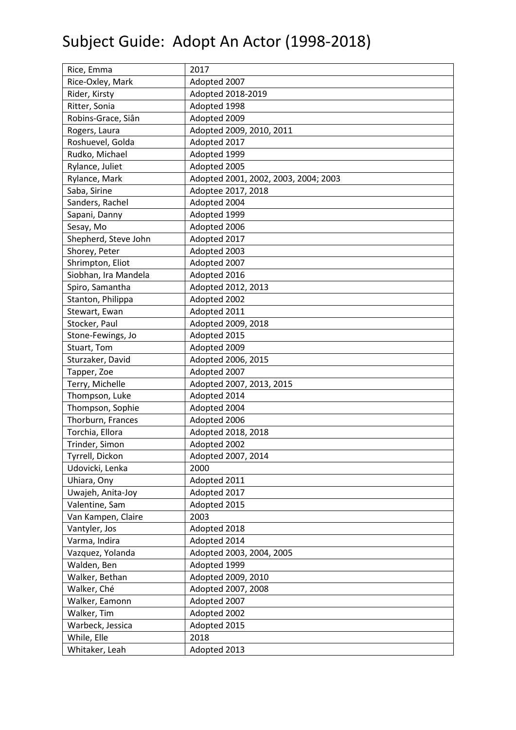# Subject Guide: Adopt An Actor (1998-2018)

| Rice, Emma | 2017 |
|---|---|
| Rice-Oxley, Mark | Adopted 2007 |
| Rider, Kirsty | Adopted 2018-2019 |
| Ritter, Sonia | Adopted 1998 |
| Robins-Grace, Siân | Adopted 2009 |
| Rogers, Laura | Adopted 2009, 2010, 2011 |
| Roshuevel, Golda | Adopted 2017 |
| Rudko, Michael | Adopted 1999 |
| Rylance, Juliet | Adopted 2005 |
| Rylance, Mark | Adopted 2001, 2002, 2003, 2004; 2003 |
| Saba, Sirine | Adoptee 2017, 2018 |
| Sanders, Rachel | Adopted 2004 |
| Sapani, Danny | Adopted 1999 |
| Sesay, Mo | Adopted 2006 |
| Shepherd, Steve John | Adopted 2017 |
| Shorey, Peter | Adopted 2003 |
| Shrimpton, Eliot | Adopted 2007 |
| Siobhan, Ira Mandela | Adopted 2016 |
| Spiro, Samantha | Adopted 2012, 2013 |
| Stanton, Philippa | Adopted 2002 |
| Stewart, Ewan | Adopted 2011 |
| Stocker, Paul | Adopted 2009, 2018 |
| Stone-Fewings, Jo | Adopted 2015 |
| Stuart, Tom | Adopted 2009 |
| Sturzaker, David | Adopted 2006, 2015 |
| Tapper, Zoe | Adopted 2007 |
| Terry, Michelle | Adopted 2007, 2013, 2015 |
| Thompson, Luke | Adopted 2014 |
| Thompson, Sophie | Adopted 2004 |
| Thorburn, Frances | Adopted 2006 |
| Torchia, Ellora | Adopted 2018, 2018 |
| Trinder, Simon | Adopted 2002 |
| Tyrrell, Dickon | Adopted 2007, 2014 |
| Udovicki, Lenka | 2000 |
| Uhiara, Ony | Adopted 2011 |
| Uwajeh, Anita-Joy | Adopted 2017 |
| Valentine, Sam | Adopted 2015 |
| Van Kampen, Claire | 2003 |
| Vantyler, Jos | Adopted 2018 |
| Varma, Indira | Adopted 2014 |
| Vazquez, Yolanda | Adopted 2003, 2004, 2005 |
| Walden, Ben | Adopted 1999 |
| Walker, Bethan | Adopted 2009, 2010 |
| Walker, Ché | Adopted 2007, 2008 |
| Walker, Eamonn | Adopted 2007 |
| Walker, Tim | Adopted 2002 |
| Warbeck, Jessica | Adopted 2015 |
| While, Elle | 2018 |
| Whitaker, Leah | Adopted 2013 |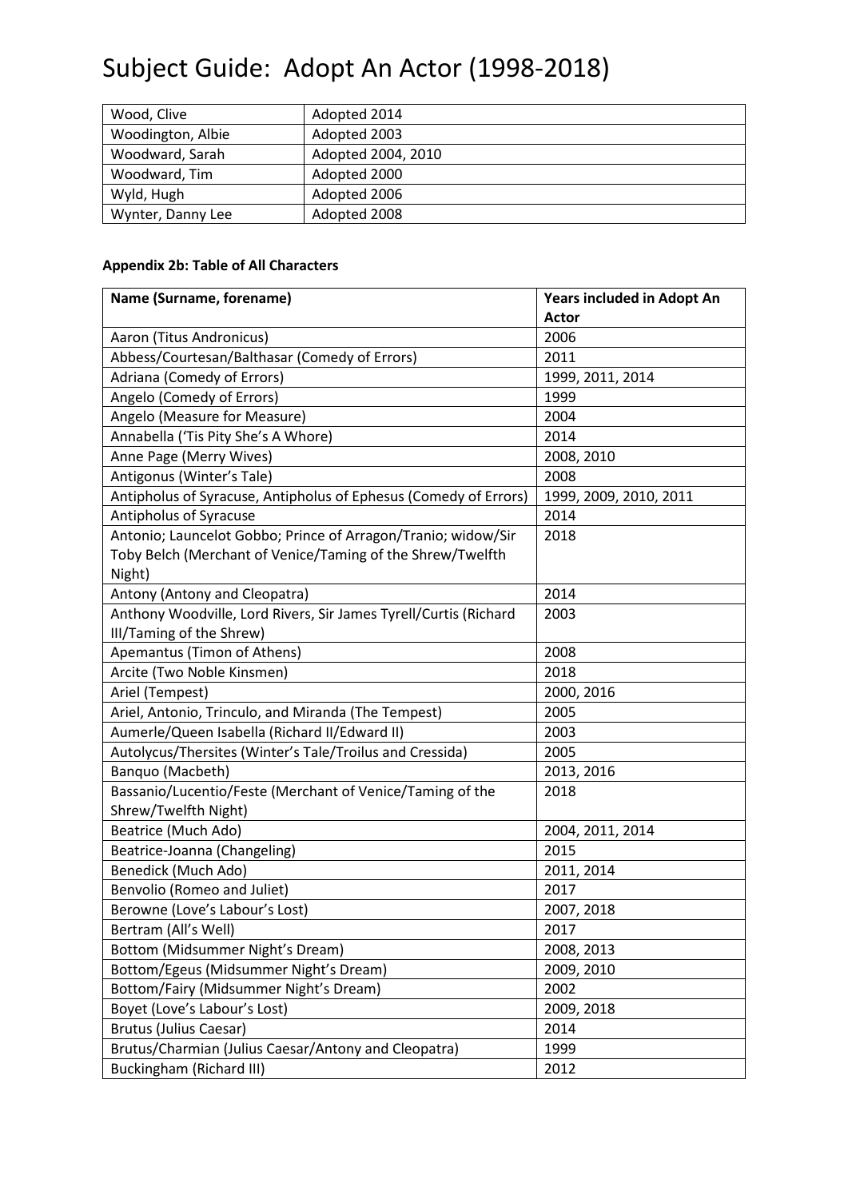# Subject Guide: Adopt An Actor (1998-2018)

| | |
|---|---|
| Wood, Clive | Adopted 2014 |
| Woodington, Albie | Adopted 2003 |
| Woodward, Sarah | Adopted 2004, 2010 |
| Woodward, Tim | Adopted 2000 |
| Wyld, Hugh | Adopted 2006 |
| Wynter, Danny Lee | Adopted 2008 |

**Appendix 2b: Table of All Characters**

| Name (Surname, forename) | Years included in Adopt An Actor |
|---|---|
| Aaron (Titus Andronicus) | 2006 |
| Abbess/Courtesan/Balthasar (Comedy of Errors) | 2011 |
| Adriana (Comedy of Errors) | 1999, 2011, 2014 |
| Angelo (Comedy of Errors) | 1999 |
| Angelo (Measure for Measure) | 2004 |
| Annabella ('Tis Pity She's A Whore) | 2014 |
| Anne Page (Merry Wives) | 2008, 2010 |
| Antigonus (Winter's Tale) | 2008 |
| Antipholus of Syracuse, Antipholus of Ephesus (Comedy of Errors) | 1999, 2009, 2010, 2011 |
| Antipholus of Syracuse | 2014 |
| Antonio; Launcelot Gobbo; Prince of Arragon/Tranio; widow/Sir Toby Belch (Merchant of Venice/Taming of the Shrew/Twelfth Night) | 2018 |
| Antony (Antony and Cleopatra) | 2014 |
| Anthony Woodville, Lord Rivers, Sir James Tyrell/Curtis (Richard III/Taming of the Shrew) | 2003 |
| Apemantus (Timon of Athens) | 2008 |
| Arcite (Two Noble Kinsmen) | 2018 |
| Ariel (Tempest) | 2000, 2016 |
| Ariel, Antonio, Trinculo, and Miranda (The Tempest) | 2005 |
| Aumerle/Queen Isabella (Richard II/Edward II) | 2003 |
| Autolycus/Thersites (Winter's Tale/Troilus and Cressida) | 2005 |
| Banquo (Macbeth) | 2013, 2016 |
| Bassanio/Lucentio/Feste (Merchant of Venice/Taming of the Shrew/Twelfth Night) | 2018 |
| Beatrice (Much Ado) | 2004, 2011, 2014 |
| Beatrice-Joanna (Changeling) | 2015 |
| Benedick (Much Ado) | 2011, 2014 |
| Benvolio (Romeo and Juliet) | 2017 |
| Berowne (Love's Labour's Lost) | 2007, 2018 |
| Bertram (All's Well) | 2017 |
| Bottom (Midsummer Night's Dream) | 2008, 2013 |
| Bottom/Egeus (Midsummer Night's Dream) | 2009, 2010 |
| Bottom/Fairy (Midsummer Night's Dream) | 2002 |
| Boyet (Love's Labour's Lost) | 2009, 2018 |
| Brutus (Julius Caesar) | 2014 |
| Brutus/Charmian (Julius Caesar/Antony and Cleopatra) | 1999 |
| Buckingham (Richard III) | 2012 |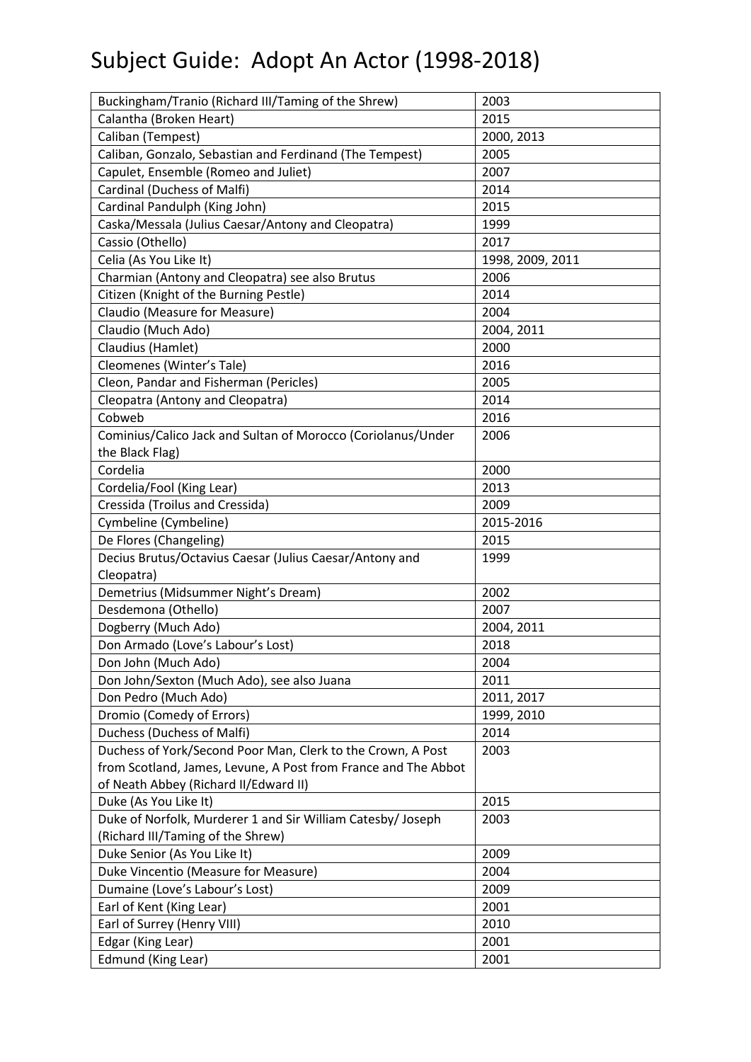# Subject Guide: Adopt An Actor (1998-2018)

| | |
|---|---|
| Buckingham/Tranio (Richard III/Taming of the Shrew) | 2003 |
| Calantha (Broken Heart) | 2015 |
| Caliban (Tempest) | 2000, 2013 |
| Caliban, Gonzalo, Sebastian and Ferdinand (The Tempest) | 2005 |
| Capulet, Ensemble (Romeo and Juliet) | 2007 |
| Cardinal (Duchess of Malfi) | 2014 |
| Cardinal Pandulph (King John) | 2015 |
| Caska/Messala (Julius Caesar/Antony and Cleopatra) | 1999 |
| Cassio (Othello) | 2017 |
| Celia (As You Like It) | 1998, 2009, 2011 |
| Charmian (Antony and Cleopatra) see also Brutus | 2006 |
| Citizen (Knight of the Burning Pestle) | 2014 |
| Claudio (Measure for Measure) | 2004 |
| Claudio (Much Ado) | 2004, 2011 |
| Claudius (Hamlet) | 2000 |
| Cleomenes (Winter's Tale) | 2016 |
| Cleon, Pandar and Fisherman (Pericles) | 2005 |
| Cleopatra (Antony and Cleopatra) | 2014 |
| Cobweb | 2016 |
| Cominius/Calico Jack and Sultan of Morocco (Coriolanus/Under the Black Flag) | 2006 |
| Cordelia | 2000 |
| Cordelia/Fool (King Lear) | 2013 |
| Cressida (Troilus and Cressida) | 2009 |
| Cymbeline (Cymbeline) | 2015-2016 |
| De Flores (Changeling) | 2015 |
| Decius Brutus/Octavius Caesar (Julius Caesar/Antony and Cleopatra) | 1999 |
| Demetrius (Midsummer Night's Dream) | 2002 |
| Desdemona (Othello) | 2007 |
| Dogberry (Much Ado) | 2004, 2011 |
| Don Armado (Love's Labour's Lost) | 2018 |
| Don John (Much Ado) | 2004 |
| Don John/Sexton (Much Ado), see also Juana | 2011 |
| Don Pedro (Much Ado) | 2011, 2017 |
| Dromio (Comedy of Errors) | 1999, 2010 |
| Duchess (Duchess of Malfi) | 2014 |
| Duchess of York/Second Poor Man, Clerk to the Crown, A Post from Scotland, James, Levune, A Post from France and The Abbot of Neath Abbey (Richard II/Edward II) | 2003 |
| Duke (As You Like It) | 2015 |
| Duke of Norfolk, Murderer 1 and Sir William Catesby/ Joseph (Richard III/Taming of the Shrew) | 2003 |
| Duke Senior (As You Like It) | 2009 |
| Duke Vincentio (Measure for Measure) | 2004 |
| Dumaine (Love's Labour's Lost) | 2009 |
| Earl of Kent (King Lear) | 2001 |
| Earl of Surrey (Henry VIII) | 2010 |
| Edgar (King Lear) | 2001 |
| Edmund (King Lear) | 2001 |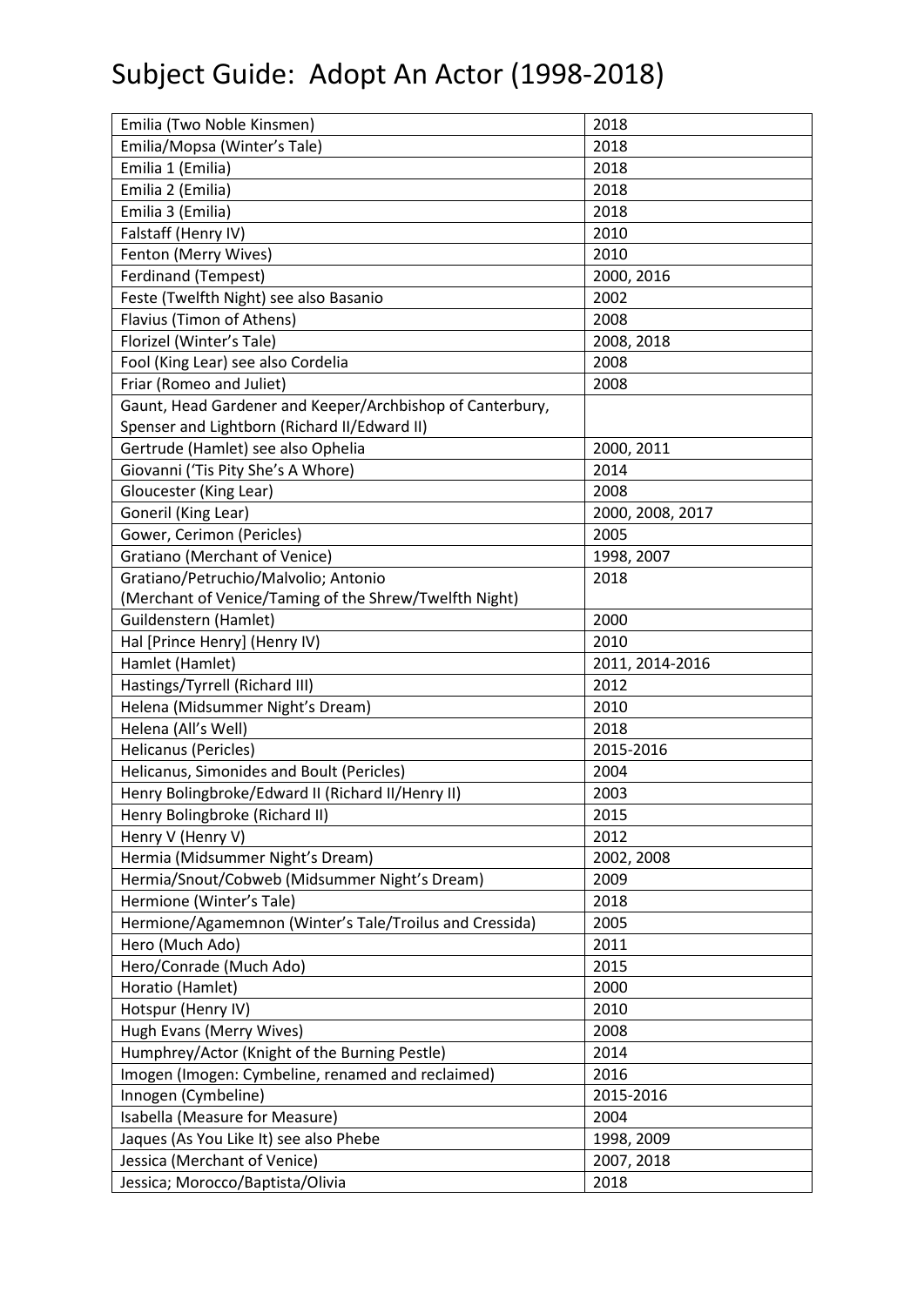# Subject Guide: Adopt An Actor (1998-2018)

| | |
|---|---|
| Emilia (Two Noble Kinsmen) | 2018 |
| Emilia/Mopsa (Winter's Tale) | 2018 |
| Emilia 1 (Emilia) | 2018 |
| Emilia 2 (Emilia) | 2018 |
| Emilia 3 (Emilia) | 2018 |
| Falstaff (Henry IV) | 2010 |
| Fenton (Merry Wives) | 2010 |
| Ferdinand (Tempest) | 2000, 2016 |
| Feste (Twelfth Night) see also Basanio | 2002 |
| Flavius (Timon of Athens) | 2008 |
| Florizel (Winter's Tale) | 2008, 2018 |
| Fool (King Lear) see also Cordelia | 2008 |
| Friar (Romeo and Juliet) | 2008 |
| Gaunt, Head Gardener and Keeper/Archbishop of Canterbury, Spenser and Lightborn (Richard II/Edward II) | |
| Gertrude (Hamlet) see also Ophelia | 2000, 2011 |
| Giovanni ('Tis Pity She's A Whore) | 2014 |
| Gloucester (King Lear) | 2008 |
| Goneril (King Lear) | 2000, 2008, 2017 |
| Gower, Cerimon (Pericles) | 2005 |
| Gratiano (Merchant of Venice) | 1998, 2007 |
| Gratiano/Petruchio/Malvolio; Antonio (Merchant of Venice/Taming of the Shrew/Twelfth Night) | 2018 |
| Guildenstern (Hamlet) | 2000 |
| Hal [Prince Henry] (Henry IV) | 2010 |
| Hamlet (Hamlet) | 2011, 2014-2016 |
| Hastings/Tyrrell (Richard III) | 2012 |
| Helena (Midsummer Night's Dream) | 2010 |
| Helena (All's Well) | 2018 |
| Helicanus (Pericles) | 2015-2016 |
| Helicanus, Simonides and Boult (Pericles) | 2004 |
| Henry Bolingbroke/Edward II (Richard II/Henry II) | 2003 |
| Henry Bolingbroke (Richard II) | 2015 |
| Henry V (Henry V) | 2012 |
| Hermia (Midsummer Night's Dream) | 2002, 2008 |
| Hermia/Snout/Cobweb (Midsummer Night's Dream) | 2009 |
| Hermione (Winter's Tale) | 2018 |
| Hermione/Agamemnon (Winter's Tale/Troilus and Cressida) | 2005 |
| Hero (Much Ado) | 2011 |
| Hero/Conrade (Much Ado) | 2015 |
| Horatio (Hamlet) | 2000 |
| Hotspur (Henry IV) | 2010 |
| Hugh Evans (Merry Wives) | 2008 |
| Humphrey/Actor (Knight of the Burning Pestle) | 2014 |
| Imogen (Imogen: Cymbeline, renamed and reclaimed) | 2016 |
| Innogen (Cymbeline) | 2015-2016 |
| Isabella (Measure for Measure) | 2004 |
| Jaques (As You Like It) see also Phebe | 1998, 2009 |
| Jessica (Merchant of Venice) | 2007, 2018 |
| Jessica; Morocco/Baptista/Olivia | 2018 |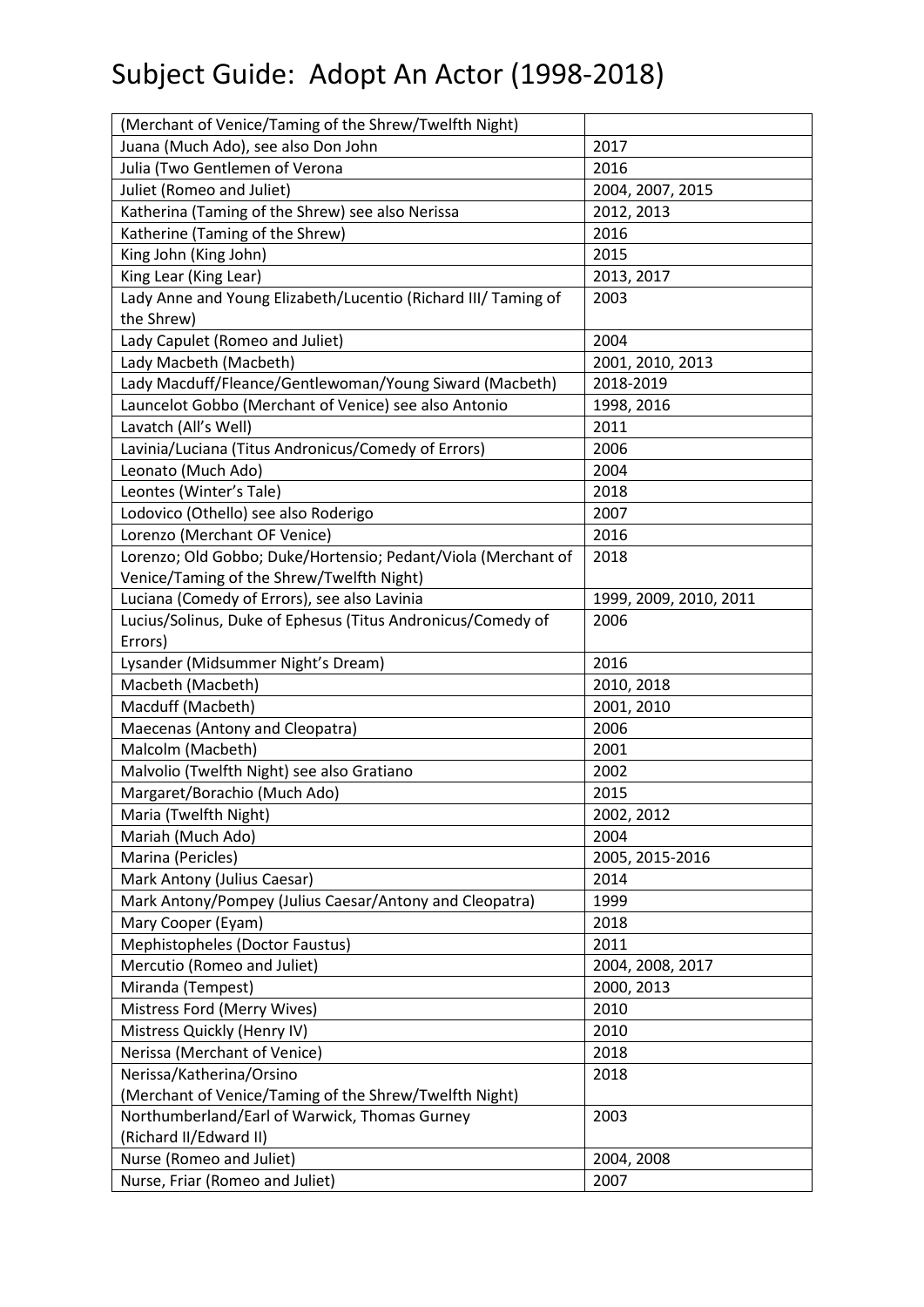# Subject Guide: Adopt An Actor (1998-2018)

| | |
|---|---|
| (Merchant of Venice/Taming of the Shrew/Twelfth Night) | |
| Juana (Much Ado), see also Don John | 2017 |
| Julia (Two Gentlemen of Verona | 2016 |
| Juliet (Romeo and Juliet) | 2004, 2007, 2015 |
| Katherina (Taming of the Shrew) see also Nerissa | 2012, 2013 |
| Katherine (Taming of the Shrew) | 2016 |
| King John (King John) | 2015 |
| King Lear (King Lear) | 2013, 2017 |
| Lady Anne and Young Elizabeth/Lucentio (Richard III/ Taming of the Shrew) | 2003 |
| Lady Capulet (Romeo and Juliet) | 2004 |
| Lady Macbeth (Macbeth) | 2001, 2010, 2013 |
| Lady Macduff/Fleance/Gentlewoman/Young Siward (Macbeth) | 2018-2019 |
| Launcelot Gobbo (Merchant of Venice) see also Antonio | 1998, 2016 |
| Lavatch (All's Well) | 2011 |
| Lavinia/Luciana (Titus Andronicus/Comedy of Errors) | 2006 |
| Leonato (Much Ado) | 2004 |
| Leontes (Winter's Tale) | 2018 |
| Lodovico (Othello) see also Roderigo | 2007 |
| Lorenzo (Merchant OF Venice) | 2016 |
| Lorenzo; Old Gobbo; Duke/Hortensio; Pedant/Viola (Merchant of Venice/Taming of the Shrew/Twelfth Night) | 2018 |
| Luciana (Comedy of Errors), see also Lavinia | 1999, 2009, 2010, 2011 |
| Lucius/Solinus, Duke of Ephesus (Titus Andronicus/Comedy of Errors) | 2006 |
| Lysander (Midsummer Night's Dream) | 2016 |
| Macbeth (Macbeth) | 2010, 2018 |
| Macduff (Macbeth) | 2001, 2010 |
| Maecenas (Antony and Cleopatra) | 2006 |
| Malcolm (Macbeth) | 2001 |
| Malvolio (Twelfth Night) see also Gratiano | 2002 |
| Margaret/Borachio (Much Ado) | 2015 |
| Maria (Twelfth Night) | 2002, 2012 |
| Mariah (Much Ado) | 2004 |
| Marina (Pericles) | 2005, 2015-2016 |
| Mark Antony (Julius Caesar) | 2014 |
| Mark Antony/Pompey (Julius Caesar/Antony and Cleopatra) | 1999 |
| Mary Cooper (Eyam) | 2018 |
| Mephistopheles (Doctor Faustus) | 2011 |
| Mercutio (Romeo and Juliet) | 2004, 2008, 2017 |
| Miranda (Tempest) | 2000, 2013 |
| Mistress Ford (Merry Wives) | 2010 |
| Mistress Quickly (Henry IV) | 2010 |
| Nerissa (Merchant of Venice) | 2018 |
| Nerissa/Katherina/Orsino (Merchant of Venice/Taming of the Shrew/Twelfth Night) | 2018 |
| Northumberland/Earl of Warwick, Thomas Gurney (Richard II/Edward II) | 2003 |
| Nurse (Romeo and Juliet) | 2004, 2008 |
| Nurse, Friar (Romeo and Juliet) | 2007 |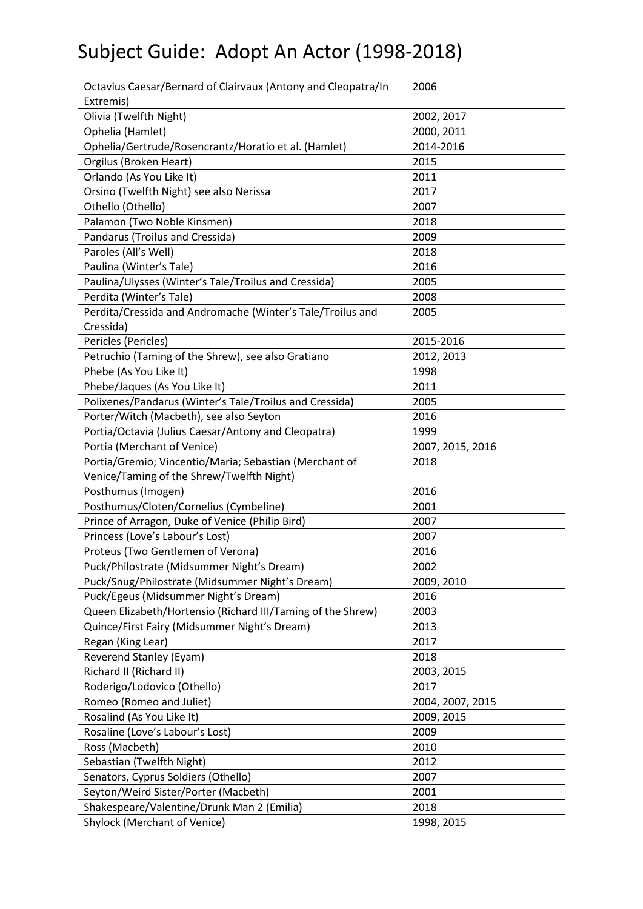# Subject Guide: Adopt An Actor (1998-2018)

| | |
|---|---|
| Octavius Caesar/Bernard of Clairvaux (Antony and Cleopatra/In Extremis) | 2006 |
| Olivia (Twelfth Night) | 2002, 2017 |
| Ophelia (Hamlet) | 2000, 2011 |
| Ophelia/Gertrude/Rosencrantz/Horatio et al. (Hamlet) | 2014-2016 |
| Orgilus (Broken Heart) | 2015 |
| Orlando (As You Like It) | 2011 |
| Orsino (Twelfth Night) see also Nerissa | 2017 |
| Othello (Othello) | 2007 |
| Palamon (Two Noble Kinsmen) | 2018 |
| Pandarus (Troilus and Cressida) | 2009 |
| Paroles (All's Well) | 2018 |
| Paulina (Winter's Tale) | 2016 |
| Paulina/Ulysses (Winter's Tale/Troilus and Cressida) | 2005 |
| Perdita (Winter's Tale) | 2008 |
| Perdita/Cressida and Andromache (Winter's Tale/Troilus and Cressida) | 2005 |
| Pericles (Pericles) | 2015-2016 |
| Petruchio (Taming of the Shrew), see also Gratiano | 2012, 2013 |
| Phebe (As You Like It) | 1998 |
| Phebe/Jaques (As You Like It) | 2011 |
| Polixenes/Pandarus (Winter's Tale/Troilus and Cressida) | 2005 |
| Porter/Witch (Macbeth), see also Seyton | 2016 |
| Portia/Octavia (Julius Caesar/Antony and Cleopatra) | 1999 |
| Portia (Merchant of Venice) | 2007, 2015, 2016 |
| Portia/Gremio; Vincentio/Maria; Sebastian (Merchant of Venice/Taming of the Shrew/Twelfth Night) | 2018 |
| Posthumus (Imogen) | 2016 |
| Posthumus/Cloten/Cornelius (Cymbeline) | 2001 |
| Prince of Arragon, Duke of Venice (Philip Bird) | 2007 |
| Princess (Love's Labour's Lost) | 2007 |
| Proteus (Two Gentlemen of Verona) | 2016 |
| Puck/Philostrate (Midsummer Night's Dream) | 2002 |
| Puck/Snug/Philostrate (Midsummer Night's Dream) | 2009, 2010 |
| Puck/Egeus (Midsummer Night's Dream) | 2016 |
| Queen Elizabeth/Hortensio (Richard III/Taming of the Shrew) | 2003 |
| Quince/First Fairy (Midsummer Night's Dream) | 2013 |
| Regan (King Lear) | 2017 |
| Reverend Stanley (Eyam) | 2018 |
| Richard II (Richard II) | 2003, 2015 |
| Roderigo/Lodovico (Othello) | 2017 |
| Romeo (Romeo and Juliet) | 2004, 2007, 2015 |
| Rosalind (As You Like It) | 2009, 2015 |
| Rosaline (Love's Labour's Lost) | 2009 |
| Ross (Macbeth) | 2010 |
| Sebastian (Twelfth Night) | 2012 |
| Senators, Cyprus Soldiers (Othello) | 2007 |
| Seyton/Weird Sister/Porter (Macbeth) | 2001 |
| Shakespeare/Valentine/Drunk Man 2 (Emilia) | 2018 |
| Shylock (Merchant of Venice) | 1998, 2015 |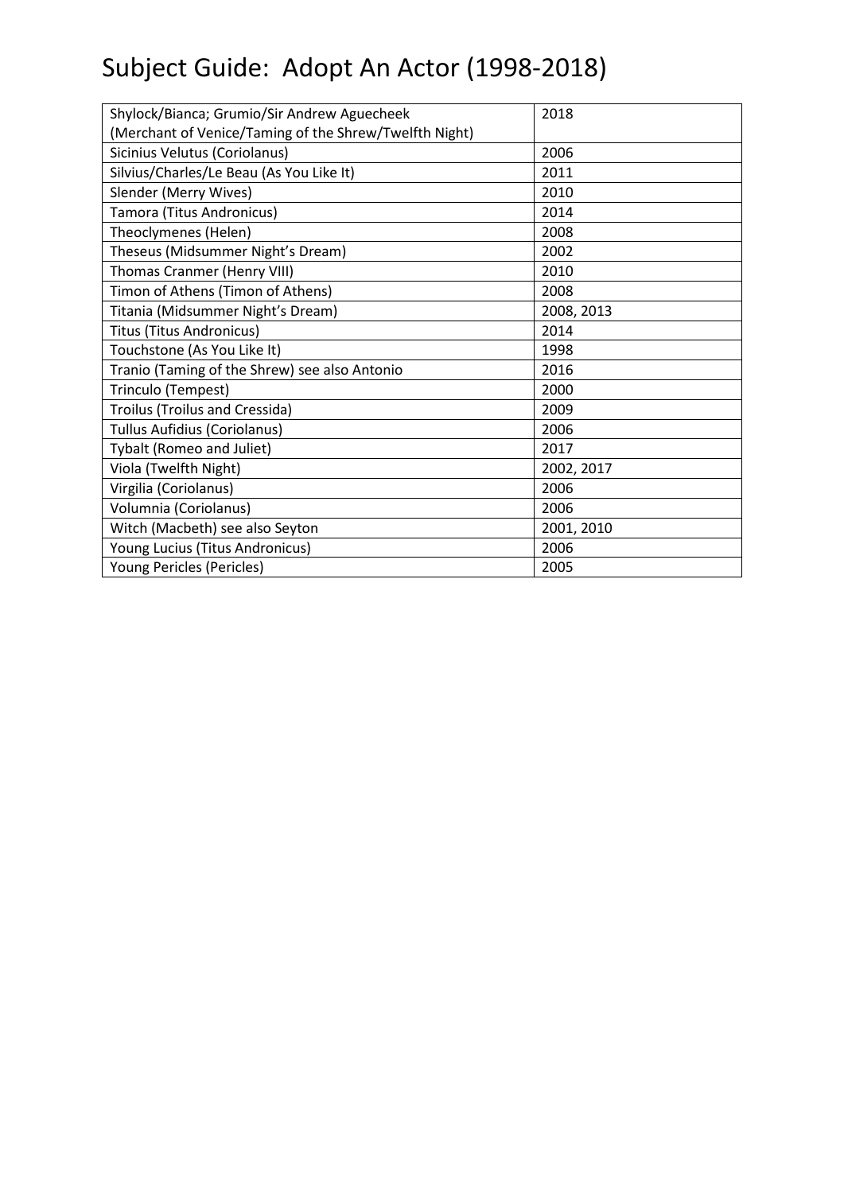# Subject Guide: Adopt An Actor (1998-2018)

| | |
|---|---|
| Shylock/Bianca; Grumio/Sir Andrew Aguecheek (Merchant of Venice/Taming of the Shrew/Twelfth Night) | 2018 |
| Sicinius Velutus (Coriolanus) | 2006 |
| Silvius/Charles/Le Beau (As You Like It) | 2011 |
| Slender (Merry Wives) | 2010 |
| Tamora (Titus Andronicus) | 2014 |
| Theoclymenes (Helen) | 2008 |
| Theseus (Midsummer Night's Dream) | 2002 |
| Thomas Cranmer (Henry VIII) | 2010 |
| Timon of Athens (Timon of Athens) | 2008 |
| Titania (Midsummer Night's Dream) | 2008, 2013 |
| Titus (Titus Andronicus) | 2014 |
| Touchstone (As You Like It) | 1998 |
| Tranio (Taming of the Shrew) see also Antonio | 2016 |
| Trinculo (Tempest) | 2000 |
| Troilus (Troilus and Cressida) | 2009 |
| Tullus Aufidius (Coriolanus) | 2006 |
| Tybalt (Romeo and Juliet) | 2017 |
| Viola (Twelfth Night) | 2002, 2017 |
| Virgilia (Coriolanus) | 2006 |
| Volumnia (Coriolanus) | 2006 |
| Witch (Macbeth) see also Seyton | 2001, 2010 |
| Young Lucius (Titus Andronicus) | 2006 |
| Young Pericles (Pericles) | 2005 |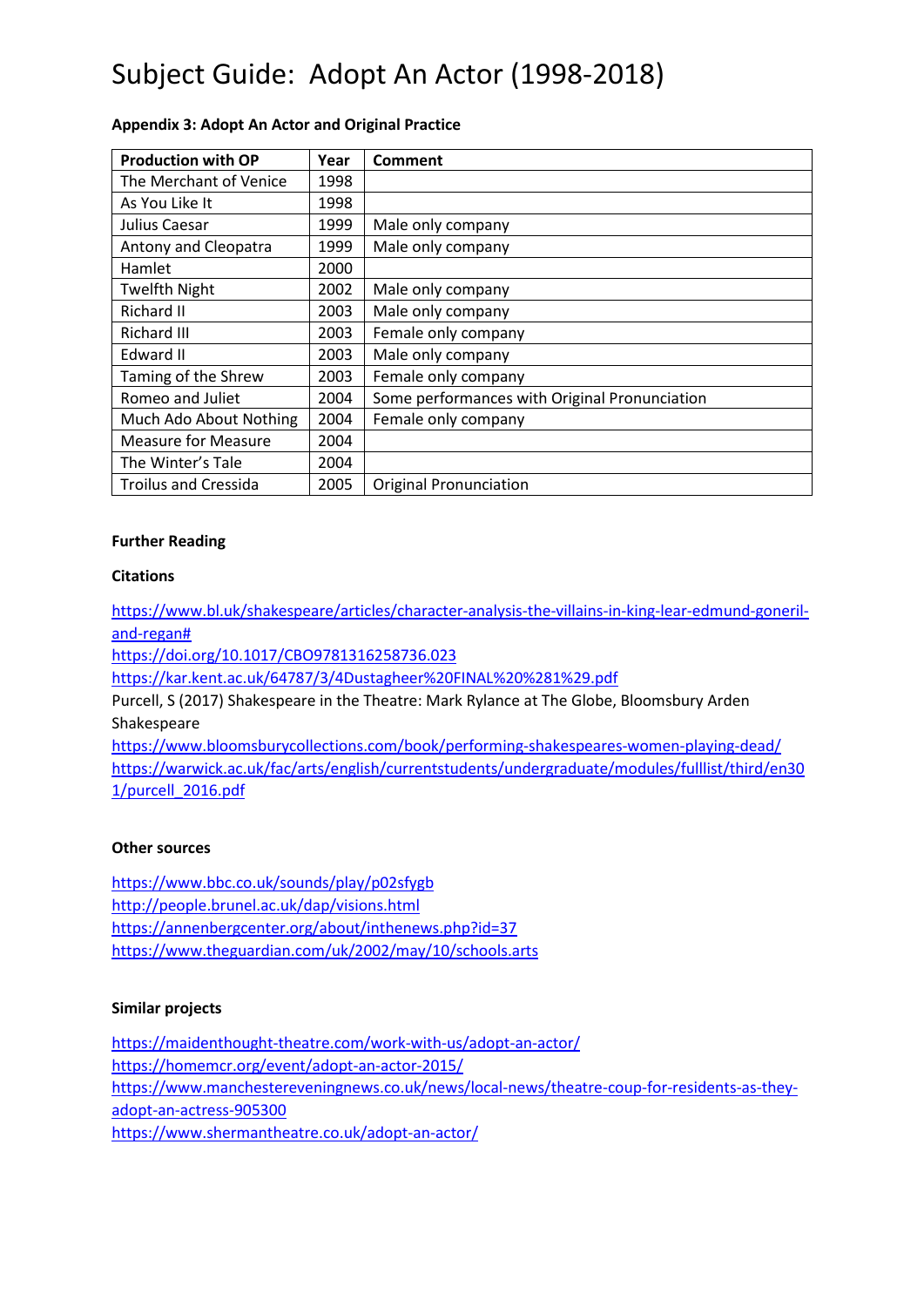# Subject Guide: Adopt An Actor (1998-2018)

**Appendix 3: Adopt An Actor and Original Practice**

| Production with OP | Year | Comment |
|---|---|---|
| The Merchant of Venice | 1998 | |
| As You Like It | 1998 | |
| Julius Caesar | 1999 | Male only company |
| Antony and Cleopatra | 1999 | Male only company |
| Hamlet | 2000 | |
| Twelfth Night | 2002 | Male only company |
| Richard II | 2003 | Male only company |
| Richard III | 2003 | Female only company |
| Edward II | 2003 | Male only company |
| Taming of the Shrew | 2003 | Female only company |
| Romeo and Juliet | 2004 | Some performances with Original Pronunciation |
| Much Ado About Nothing | 2004 | Female only company |
| Measure for Measure | 2004 | |
| The Winter's Tale | 2004 | |
| Troilus and Cressida | 2005 | Original Pronunciation |

**Further Reading**

**Citations**

https://www.bl.uk/shakespeare/articles/character-analysis-the-villains-in-king-lear-edmund-goneril-and-regan#
https://doi.org/10.1017/CBO9781316258736.023
https://kar.kent.ac.uk/64787/3/4Dustagheer%20FINAL%20%281%29.pdf
Purcell, S (2017) Shakespeare in the Theatre: Mark Rylance at The Globe, Bloomsbury Arden Shakespeare
https://www.bloomsburycollections.com/book/performing-shakespeares-women-playing-dead/
https://warwick.ac.uk/fac/arts/english/currentstudents/undergraduate/modules/fulllist/third/en301/purcell_2016.pdf

**Other sources**

https://www.bbc.co.uk/sounds/play/p02sfygb
http://people.brunel.ac.uk/dap/visions.html
https://annenbergcenter.org/about/inthenews.php?id=37
https://www.theguardian.com/uk/2002/may/10/schools.arts

**Similar projects**

https://maidenthought-theatre.com/work-with-us/adopt-an-actor/
https://homemcr.org/event/adopt-an-actor-2015/
https://www.manchestereveningnews.co.uk/news/local-news/theatre-coup-for-residents-as-they-adopt-an-actress-905300
https://www.shermantheatre.co.uk/adopt-an-actor/